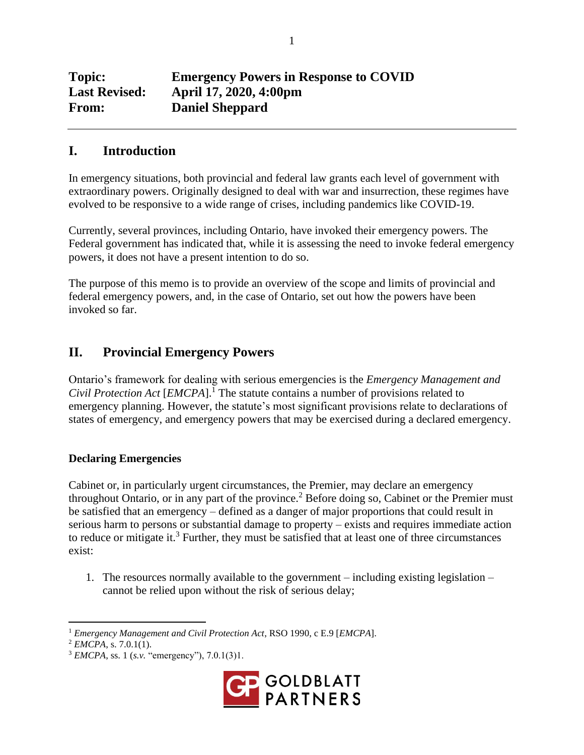**Topic:** **Emergency Powers in Response to COVID**
**Last Revised:** **April 17, 2020, 4:00pm**
**From:** **Daniel Sheppard**

---

## I. Introduction

In emergency situations, both provincial and federal law grants each level of government with extraordinary powers. Originally designed to deal with war and insurrection, these regimes have evolved to be responsive to a wide range of crises, including pandemics like COVID-19.

Currently, several provinces, including Ontario, have invoked their emergency powers. The Federal government has indicated that, while it is assessing the need to invoke federal emergency powers, it does not have a present intention to do so.

The purpose of this memo is to provide an overview of the scope and limits of provincial and federal emergency powers, and, in the case of Ontario, set out how the powers have been invoked so far.

## II. Provincial Emergency Powers

Ontario's framework for dealing with serious emergencies is the *Emergency Management and Civil Protection Act* [*EMCPA*].[1] The statute contains a number of provisions related to emergency planning. However, the statute's most significant provisions relate to declarations of states of emergency, and emergency powers that may be exercised during a declared emergency.

### Declaring Emergencies

Cabinet or, in particularly urgent circumstances, the Premier, may declare an emergency throughout Ontario, or in any part of the province.[2] Before doing so, Cabinet or the Premier must be satisfied that an emergency – defined as a danger of major proportions that could result in serious harm to persons or substantial damage to property – exists and requires immediate action to reduce or mitigate it.[3] Further, they must be satisfied that at least one of three circumstances exist:

1. The resources normally available to the government – including existing legislation – cannot be relied upon without the risk of serious delay;

---

[1] *Emergency Management and Civil Protection Act*, RSO 1990, c E.9 [*EMCPA*].

[2] *EMCPA*, s. 7.0.1(1).

[3] *EMCPA*, ss. 1 (*s.v.* "emergency"), 7.0.1(3)1.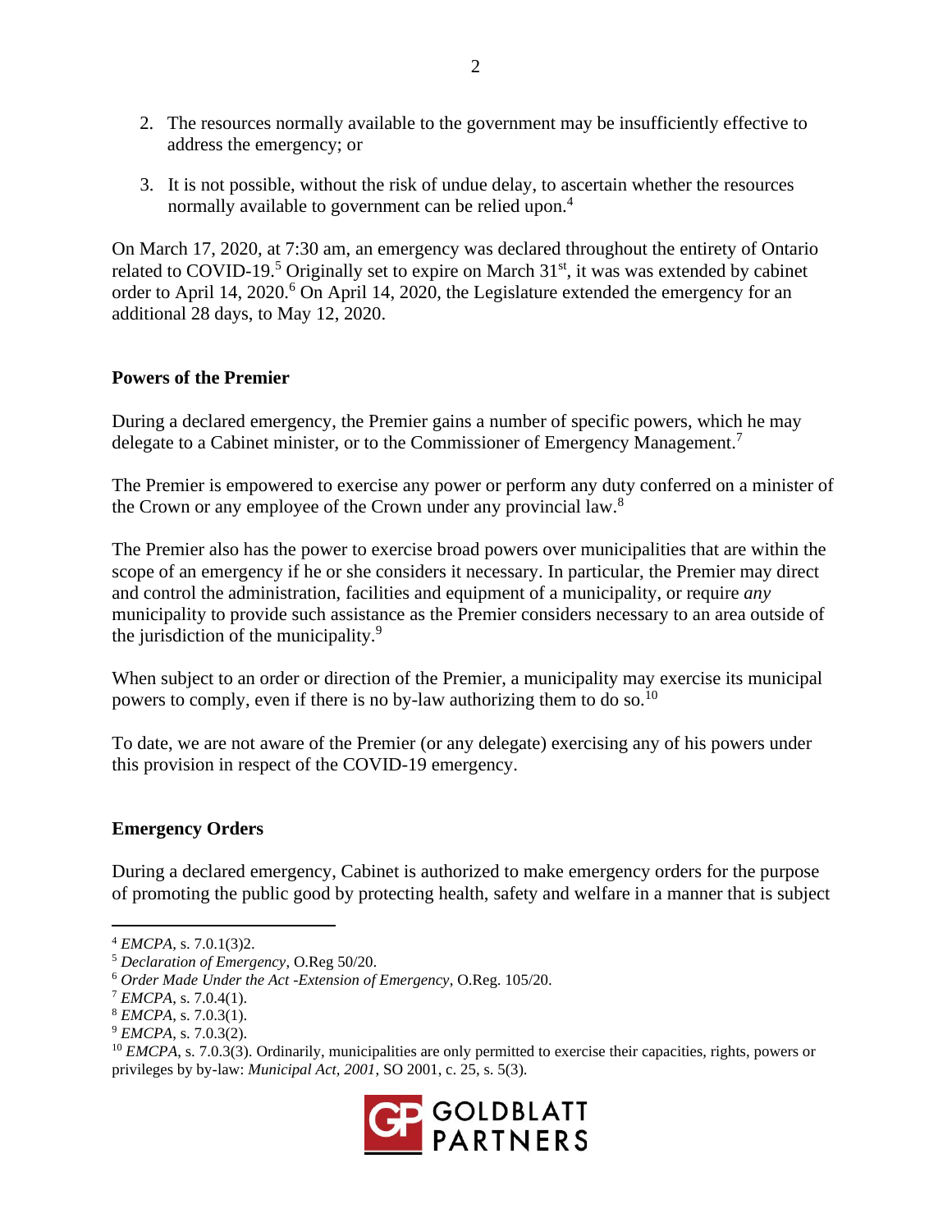2. The resources normally available to the government may be insufficiently effective to address the emergency; or

3. It is not possible, without the risk of undue delay, to ascertain whether the resources normally available to government can be relied upon.[4]

On March 17, 2020, at 7:30 am, an emergency was declared throughout the entirety of Ontario related to COVID-19.[5] Originally set to expire on March 31st, it was was extended by cabinet order to April 14, 2020.[6] On April 14, 2020, the Legislature extended the emergency for an additional 28 days, to May 12, 2020.

**Powers of the Premier**

During a declared emergency, the Premier gains a number of specific powers, which he may delegate to a Cabinet minister, or to the Commissioner of Emergency Management.[7]

The Premier is empowered to exercise any power or perform any duty conferred on a minister of the Crown or any employee of the Crown under any provincial law.[8]

The Premier also has the power to exercise broad powers over municipalities that are within the scope of an emergency if he or she considers it necessary. In particular, the Premier may direct and control the administration, facilities and equipment of a municipality, or require *any* municipality to provide such assistance as the Premier considers necessary to an area outside of the jurisdiction of the municipality.[9]

When subject to an order or direction of the Premier, a municipality may exercise its municipal powers to comply, even if there is no by-law authorizing them to do so.[10]

To date, we are not aware of the Premier (or any delegate) exercising any of his powers under this provision in respect of the COVID-19 emergency.

**Emergency Orders**

During a declared emergency, Cabinet is authorized to make emergency orders for the purpose of promoting the public good by protecting health, safety and welfare in a manner that is subject

---

[4] *EMCPA*, s. 7.0.1(3)2.

[5] *Declaration of Emergency*, O.Reg 50/20.

[6] *Order Made Under the Act -Extension of Emergency*, O.Reg. 105/20.

[7] *EMCPA*, s. 7.0.4(1).

[8] *EMCPA*, s. 7.0.3(1).

[9] *EMCPA*, s. 7.0.3(2).

[10] *EMCPA*, s. 7.0.3(3). Ordinarily, municipalities are only permitted to exercise their capacities, rights, powers or privileges by by-law: *Municipal Act, 2001*, SO 2001, c. 25, s. 5(3).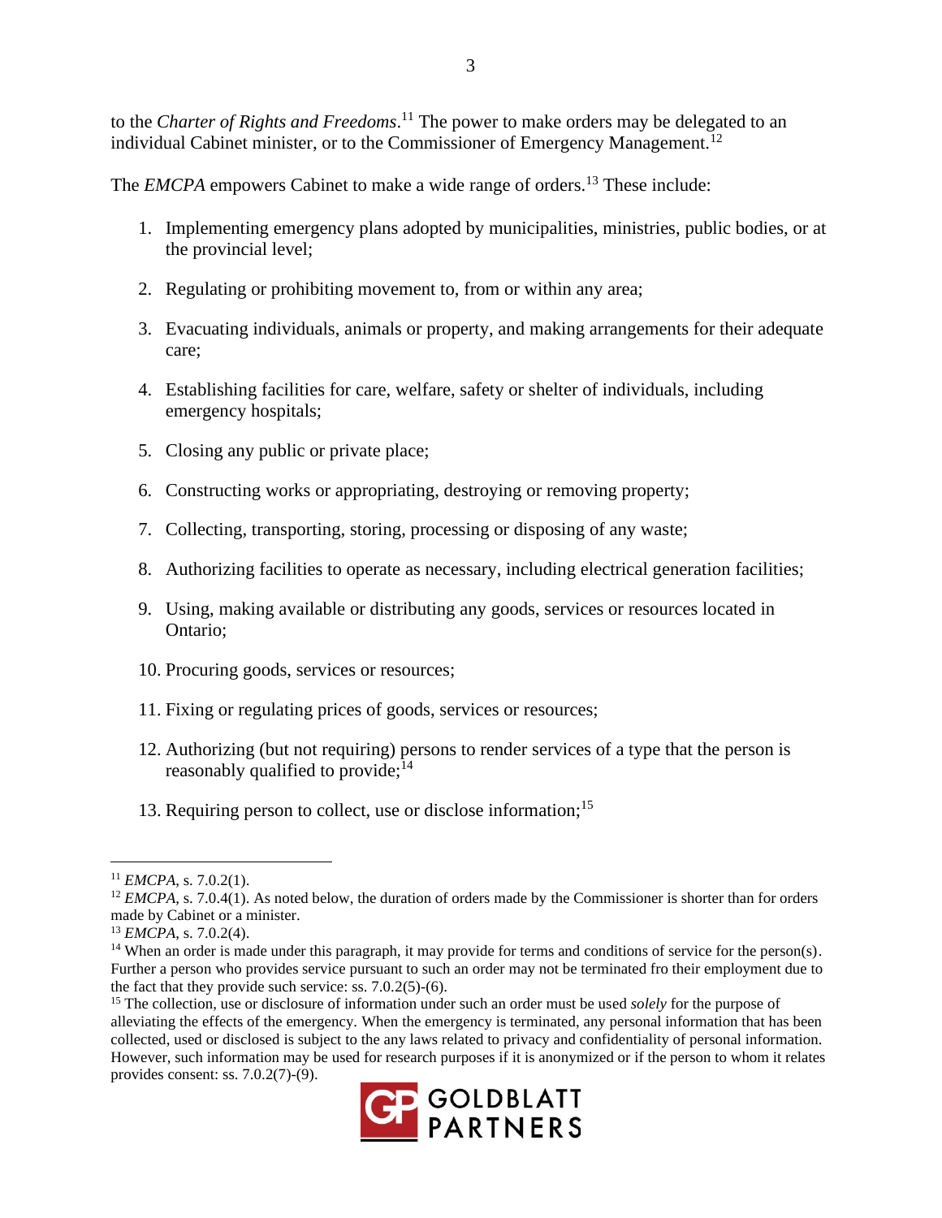to the *Charter of Rights and Freedoms*.[11] The power to make orders may be delegated to an individual Cabinet minister, or to the Commissioner of Emergency Management.[12]

The *EMCPA* empowers Cabinet to make a wide range of orders.[13] These include:

1. Implementing emergency plans adopted by municipalities, ministries, public bodies, or at the provincial level;

2. Regulating or prohibiting movement to, from or within any area;

3. Evacuating individuals, animals or property, and making arrangements for their adequate care;

4. Establishing facilities for care, welfare, safety or shelter of individuals, including emergency hospitals;

5. Closing any public or private place;

6. Constructing works or appropriating, destroying or removing property;

7. Collecting, transporting, storing, processing or disposing of any waste;

8. Authorizing facilities to operate as necessary, including electrical generation facilities;

9. Using, making available or distributing any goods, services or resources located in Ontario;

10. Procuring goods, services or resources;

11. Fixing or regulating prices of goods, services or resources;

12. Authorizing (but not requiring) persons to render services of a type that the person is reasonably qualified to provide;[14]

13. Requiring person to collect, use or disclose information;[15]

---

[11] *EMCPA*, s. 7.0.2(1).

[12] *EMCPA*, s. 7.0.4(1). As noted below, the duration of orders made by the Commissioner is shorter than for orders made by Cabinet or a minister.

[13] *EMCPA*, s. 7.0.2(4).

[14] When an order is made under this paragraph, it may provide for terms and conditions of service for the person(s). Further a person who provides service pursuant to such an order may not be terminated fro their employment due to the fact that they provide such service: ss. 7.0.2(5)-(6).

[15] The collection, use or disclosure of information under such an order must be used *solely* for the purpose of alleviating the effects of the emergency. When the emergency is terminated, any personal information that has been collected, used or disclosed is subject to the any laws related to privacy and confidentiality of personal information. However, such information may be used for research purposes if it is anonymized or if the person to whom it relates provides consent: ss. 7.0.2(7)-(9).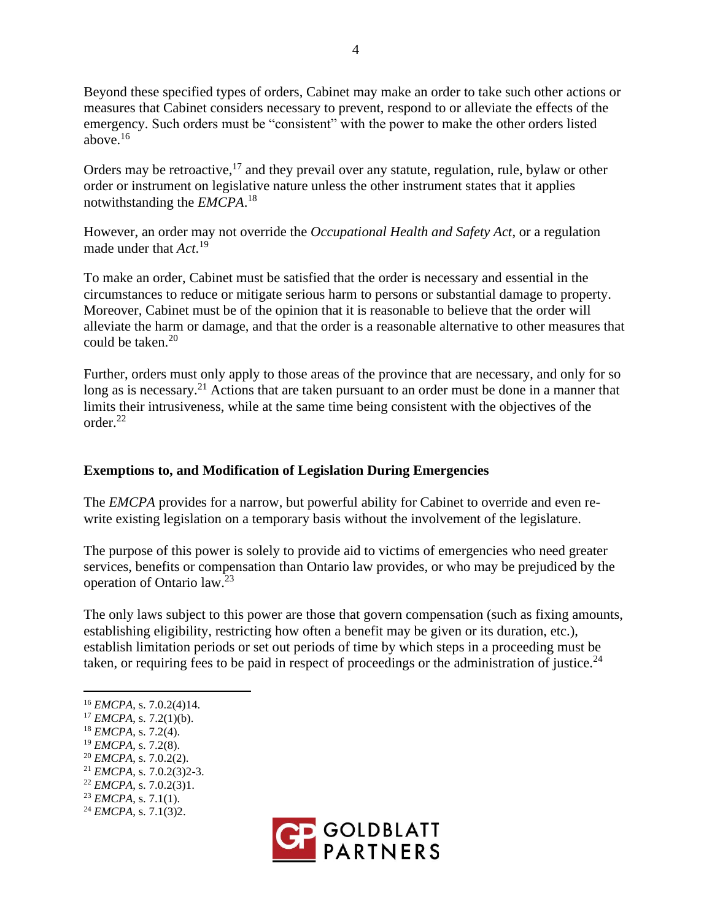Beyond these specified types of orders, Cabinet may make an order to take such other actions or measures that Cabinet considers necessary to prevent, respond to or alleviate the effects of the emergency. Such orders must be "consistent" with the power to make the other orders listed above.[16]

Orders may be retroactive,[17] and they prevail over any statute, regulation, rule, bylaw or other order or instrument on legislative nature unless the other instrument states that it applies notwithstanding the *EMCPA*.[18]

However, an order may not override the *Occupational Health and Safety Act*, or a regulation made under that *Act*.[19]

To make an order, Cabinet must be satisfied that the order is necessary and essential in the circumstances to reduce or mitigate serious harm to persons or substantial damage to property. Moreover, Cabinet must be of the opinion that it is reasonable to believe that the order will alleviate the harm or damage, and that the order is a reasonable alternative to other measures that could be taken.[20]

Further, orders must only apply to those areas of the province that are necessary, and only for so long as is necessary.[21] Actions that are taken pursuant to an order must be done in a manner that limits their intrusiveness, while at the same time being consistent with the objectives of the order.[22]

**Exemptions to, and Modification of Legislation During Emergencies**

The *EMCPA* provides for a narrow, but powerful ability for Cabinet to override and even re-write existing legislation on a temporary basis without the involvement of the legislature.

The purpose of this power is solely to provide aid to victims of emergencies who need greater services, benefits or compensation than Ontario law provides, or who may be prejudiced by the operation of Ontario law.[23]

The only laws subject to this power are those that govern compensation (such as fixing amounts, establishing eligibility, restricting how often a benefit may be given or its duration, etc.), establish limitation periods or set out periods of time by which steps in a proceeding must be taken, or requiring fees to be paid in respect of proceedings or the administration of justice.[24]

---

[16] *EMCPA*, s. 7.0.2(4)14.
[17] *EMCPA*, s. 7.2(1)(b).
[18] *EMCPA*, s. 7.2(4).
[19] *EMCPA*, s. 7.2(8).
[20] *EMCPA*, s. 7.0.2(2).
[21] *EMCPA*, s. 7.0.2(3)2-3.
[22] *EMCPA*, s. 7.0.2(3)1.
[23] *EMCPA*, s. 7.1(1).
[24] *EMCPA*, s. 7.1(3)2.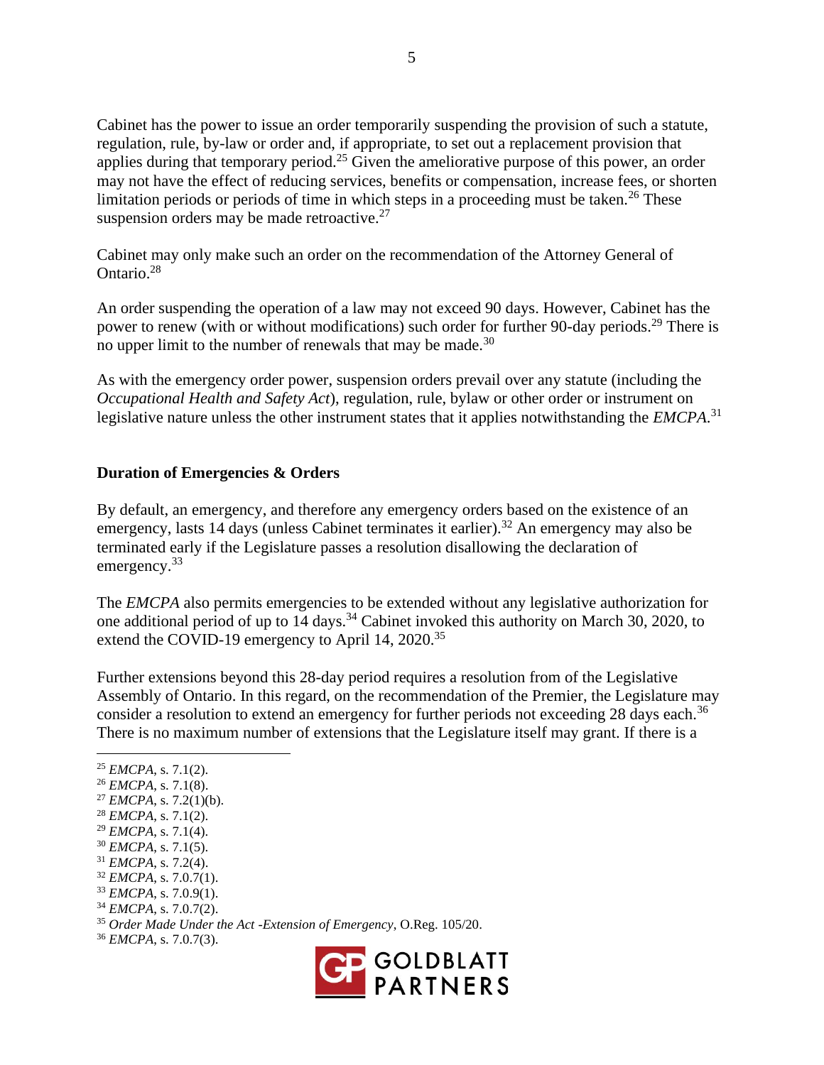Cabinet has the power to issue an order temporarily suspending the provision of such a statute, regulation, rule, by-law or order and, if appropriate, to set out a replacement provision that applies during that temporary period.[25] Given the ameliorative purpose of this power, an order may not have the effect of reducing services, benefits or compensation, increase fees, or shorten limitation periods or periods of time in which steps in a proceeding must be taken.[26] These suspension orders may be made retroactive.[27]

Cabinet may only make such an order on the recommendation of the Attorney General of Ontario.[28]

An order suspending the operation of a law may not exceed 90 days. However, Cabinet has the power to renew (with or without modifications) such order for further 90-day periods.[29] There is no upper limit to the number of renewals that may be made.[30]

As with the emergency order power, suspension orders prevail over any statute (including the *Occupational Health and Safety Act*), regulation, rule, bylaw or other order or instrument on legislative nature unless the other instrument states that it applies notwithstanding the *EMCPA*.[31]

**Duration of Emergencies & Orders**

By default, an emergency, and therefore any emergency orders based on the existence of an emergency, lasts 14 days (unless Cabinet terminates it earlier).[32] An emergency may also be terminated early if the Legislature passes a resolution disallowing the declaration of emergency.[33]

The *EMCPA* also permits emergencies to be extended without any legislative authorization for one additional period of up to 14 days.[34] Cabinet invoked this authority on March 30, 2020, to extend the COVID-19 emergency to April 14, 2020.[35]

Further extensions beyond this 28-day period requires a resolution from of the Legislative Assembly of Ontario. In this regard, on the recommendation of the Premier, the Legislature may consider a resolution to extend an emergency for further periods not exceeding 28 days each.[36] There is no maximum number of extensions that the Legislature itself may grant. If there is a

---

[25] *EMCPA*, s. 7.1(2).
[26] *EMCPA*, s. 7.1(8).
[27] *EMCPA*, s. 7.2(1)(b).
[28] *EMCPA*, s. 7.1(2).
[29] *EMCPA*, s. 7.1(4).
[30] *EMCPA*, s. 7.1(5).
[31] *EMCPA*, s. 7.2(4).
[32] *EMCPA*, s. 7.0.7(1).
[33] *EMCPA*, s. 7.0.9(1).
[34] *EMCPA*, s. 7.0.7(2).
[35] *Order Made Under the Act -Extension of Emergency*, O.Reg. 105/20.
[36] *EMCPA*, s. 7.0.7(3).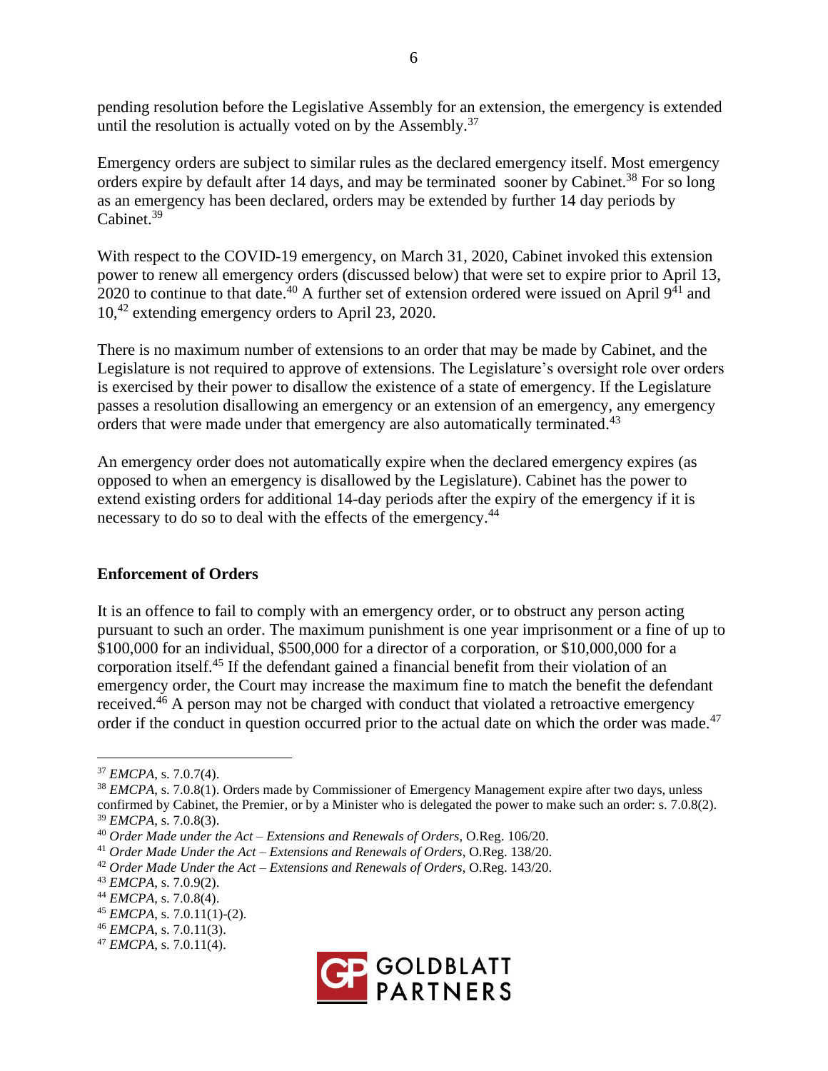pending resolution before the Legislative Assembly for an extension, the emergency is extended until the resolution is actually voted on by the Assembly.[37]

Emergency orders are subject to similar rules as the declared emergency itself. Most emergency orders expire by default after 14 days, and may be terminated sooner by Cabinet.[38] For so long as an emergency has been declared, orders may be extended by further 14 day periods by Cabinet.[39]

With respect to the COVID-19 emergency, on March 31, 2020, Cabinet invoked this extension power to renew all emergency orders (discussed below) that were set to expire prior to April 13, 2020 to continue to that date.[40] A further set of extension ordered were issued on April 9[41] and 10,[42] extending emergency orders to April 23, 2020.

There is no maximum number of extensions to an order that may be made by Cabinet, and the Legislature is not required to approve of extensions. The Legislature's oversight role over orders is exercised by their power to disallow the existence of a state of emergency. If the Legislature passes a resolution disallowing an emergency or an extension of an emergency, any emergency orders that were made under that emergency are also automatically terminated.[43]

An emergency order does not automatically expire when the declared emergency expires (as opposed to when an emergency is disallowed by the Legislature). Cabinet has the power to extend existing orders for additional 14-day periods after the expiry of the emergency if it is necessary to do so to deal with the effects of the emergency.[44]

## Enforcement of Orders

It is an offence to fail to comply with an emergency order, or to obstruct any person acting pursuant to such an order. The maximum punishment is one year imprisonment or a fine of up to $100,000 for an individual, $500,000 for a director of a corporation, or $10,000,000 for a corporation itself.[45] If the defendant gained a financial benefit from their violation of an emergency order, the Court may increase the maximum fine to match the benefit the defendant received.[46] A person may not be charged with conduct that violated a retroactive emergency order if the conduct in question occurred prior to the actual date on which the order was made.[47]

---

[37] *EMCPA*, s. 7.0.7(4).

[38] *EMCPA*, s. 7.0.8(1). Orders made by Commissioner of Emergency Management expire after two days, unless confirmed by Cabinet, the Premier, or by a Minister who is delegated the power to make such an order: s. 7.0.8(2).

[39] *EMCPA*, s. 7.0.8(3).

[40] *Order Made under the Act – Extensions and Renewals of Orders*, O.Reg. 106/20.

[41] *Order Made Under the Act – Extensions and Renewals of Orders*, O.Reg. 138/20.

[42] *Order Made Under the Act – Extensions and Renewals of Orders*, O.Reg. 143/20.

[43] *EMCPA*, s. 7.0.9(2).

[44] *EMCPA*, s. 7.0.8(4).

[45] *EMCPA*, s. 7.0.11(1)-(2).

[46] *EMCPA*, s. 7.0.11(3).

[47] *EMCPA*, s. 7.0.11(4).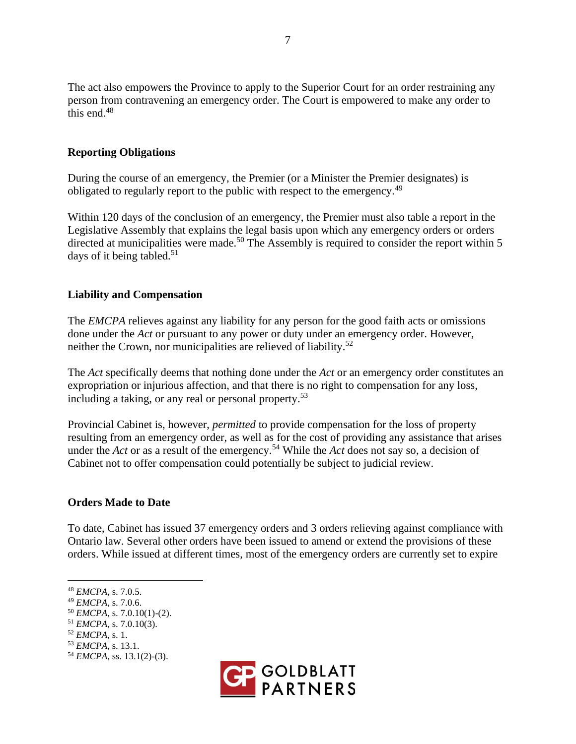The act also empowers the Province to apply to the Superior Court for an order restraining any person from contravening an emergency order. The Court is empowered to make any order to this end.[48]

## Reporting Obligations

During the course of an emergency, the Premier (or a Minister the Premier designates) is obligated to regularly report to the public with respect to the emergency.[49]

Within 120 days of the conclusion of an emergency, the Premier must also table a report in the Legislative Assembly that explains the legal basis upon which any emergency orders or orders directed at municipalities were made.[50] The Assembly is required to consider the report within 5 days of it being tabled.[51]

## Liability and Compensation

The *EMCPA* relieves against any liability for any person for the good faith acts or omissions done under the *Act* or pursuant to any power or duty under an emergency order. However, neither the Crown, nor municipalities are relieved of liability.[52]

The *Act* specifically deems that nothing done under the *Act* or an emergency order constitutes an expropriation or injurious affection, and that there is no right to compensation for any loss, including a taking, or any real or personal property.[53]

Provincial Cabinet is, however, *permitted* to provide compensation for the loss of property resulting from an emergency order, as well as for the cost of providing any assistance that arises under the *Act* or as a result of the emergency.[54] While the *Act* does not say so, a decision of Cabinet not to offer compensation could potentially be subject to judicial review.

## Orders Made to Date

To date, Cabinet has issued 37 emergency orders and 3 orders relieving against compliance with Ontario law. Several other orders have been issued to amend or extend the provisions of these orders. While issued at different times, most of the emergency orders are currently set to expire

---

[48] *EMCPA*, s. 7.0.5.
[49] *EMCPA*, s. 7.0.6.
[50] *EMCPA*, s. 7.0.10(1)-(2).
[51] *EMCPA*, s. 7.0.10(3).
[52] *EMCPA*, s. 1.
[53] *EMCPA*, s. 13.1.
[54] *EMCPA*, ss. 13.1(2)-(3).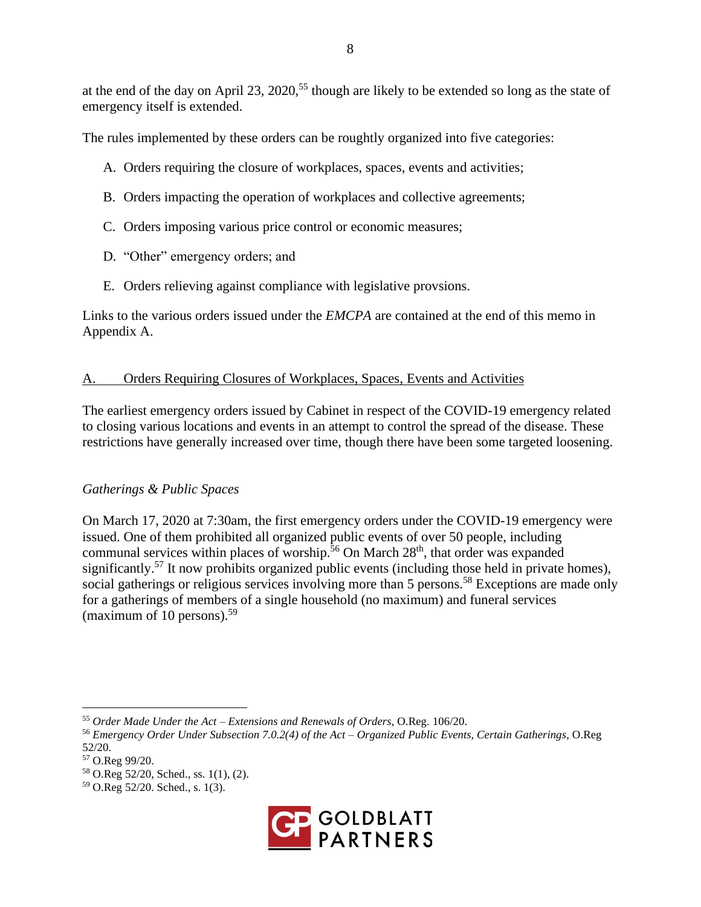at the end of the day on April 23, 2020,[55] though are likely to be extended so long as the state of emergency itself is extended.

The rules implemented by these orders can be roughly organized into five categories:

A. Orders requiring the closure of workplaces, spaces, events and activities;

B. Orders impacting the operation of workplaces and collective agreements;

C. Orders imposing various price control or economic measures;

D. "Other" emergency orders; and

E. Orders relieving against compliance with legislative provsions.

Links to the various orders issued under the *EMCPA* are contained at the end of this memo in Appendix A.

## A. Orders Requiring Closures of Workplaces, Spaces, Events and Activities

The earliest emergency orders issued by Cabinet in respect of the COVID-19 emergency related to closing various locations and events in an attempt to control the spread of the disease. These restrictions have generally increased over time, though there have been some targeted loosening.

### *Gatherings & Public Spaces*

On March 17, 2020 at 7:30am, the first emergency orders under the COVID-19 emergency were issued. One of them prohibited all organized public events of over 50 people, including communal services within places of worship.[56] On March 28th, that order was expanded significantly.[57] It now prohibits organized public events (including those held in private homes), social gatherings or religious services involving more than 5 persons.[58] Exceptions are made only for a gatherings of members of a single household (no maximum) and funeral services (maximum of 10 persons).[59]

---

[55] *Order Made Under the Act – Extensions and Renewals of Orders*, O.Reg. 106/20.

[56] *Emergency Order Under Subsection 7.0.2(4) of the Act – Organized Public Events, Certain Gatherings*, O.Reg 52/20.

[57] O.Reg 99/20.

[58] O.Reg 52/20, Sched., ss. 1(1), (2).

[59] O.Reg 52/20. Sched., s. 1(3).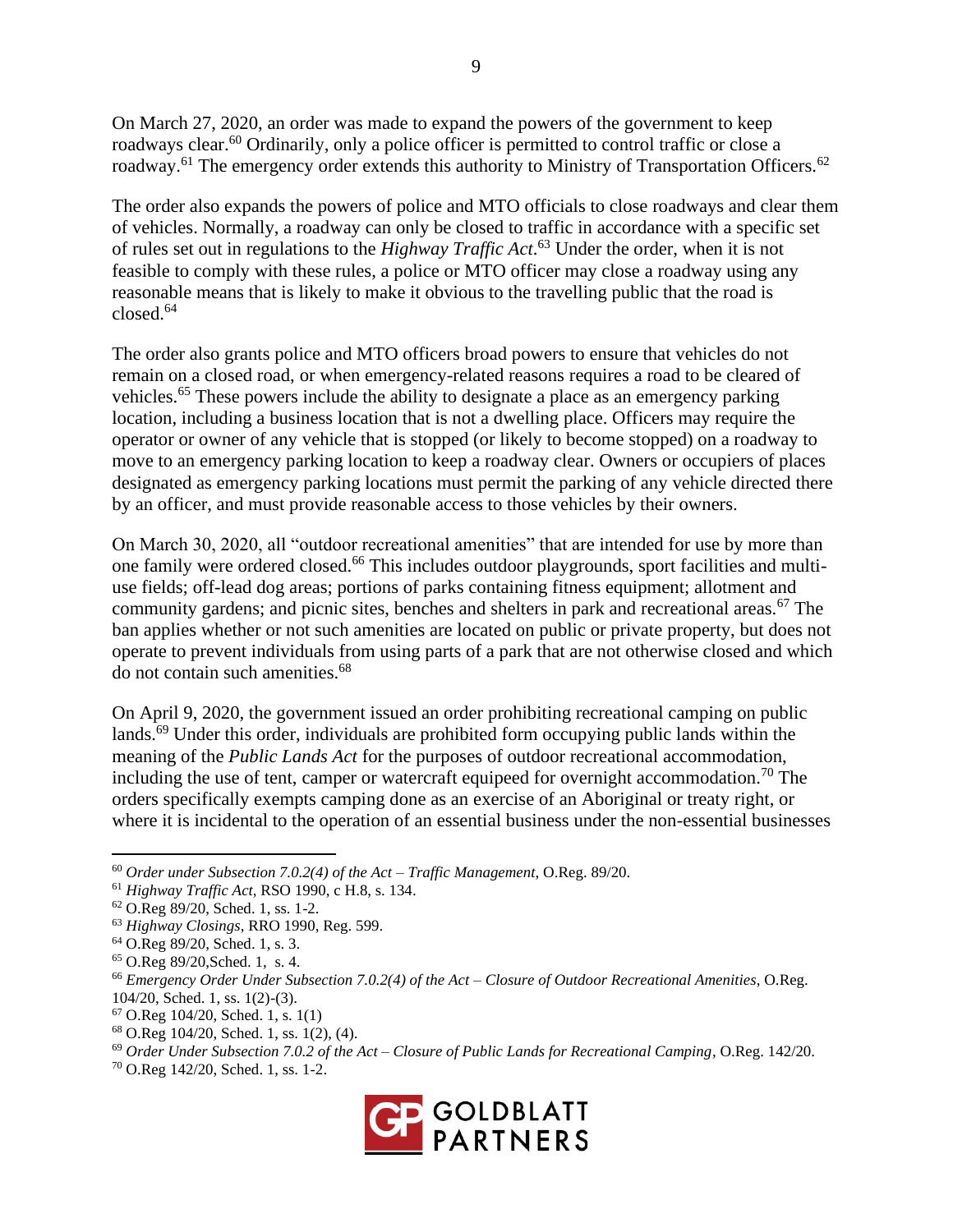On March 27, 2020, an order was made to expand the powers of the government to keep roadways clear.[60] Ordinarily, only a police officer is permitted to control traffic or close a roadway.[61] The emergency order extends this authority to Ministry of Transportation Officers.[62]

The order also expands the powers of police and MTO officials to close roadways and clear them of vehicles. Normally, a roadway can only be closed to traffic in accordance with a specific set of rules set out in regulations to the *Highway Traffic Act*.[63] Under the order, when it is not feasible to comply with these rules, a police or MTO officer may close a roadway using any reasonable means that is likely to make it obvious to the travelling public that the road is closed.[64]

The order also grants police and MTO officers broad powers to ensure that vehicles do not remain on a closed road, or when emergency-related reasons requires a road to be cleared of vehicles.[65] These powers include the ability to designate a place as an emergency parking location, including a business location that is not a dwelling place. Officers may require the operator or owner of any vehicle that is stopped (or likely to become stopped) on a roadway to move to an emergency parking location to keep a roadway clear. Owners or occupiers of places designated as emergency parking locations must permit the parking of any vehicle directed there by an officer, and must provide reasonable access to those vehicles by their owners.

On March 30, 2020, all "outdoor recreational amenities" that are intended for use by more than one family were ordered closed.[66] This includes outdoor playgrounds, sport facilities and multi-use fields; off-lead dog areas; portions of parks containing fitness equipment; allotment and community gardens; and picnic sites, benches and shelters in park and recreational areas.[67] The ban applies whether or not such amenities are located on public or private property, but does not operate to prevent individuals from using parts of a park that are not otherwise closed and which do not contain such amenities.[68]

On April 9, 2020, the government issued an order prohibiting recreational camping on public lands.[69] Under this order, individuals are prohibited form occupying public lands within the meaning of the *Public Lands Act* for the purposes of outdoor recreational accommodation, including the use of tent, camper or watercraft equipeed for overnight accommodation.[70] The orders specifically exempts camping done as an exercise of an Aboriginal or treaty right, or where it is incidental to the operation of an essential business under the non-essential businesses

---

[60] *Order under Subsection 7.0.2(4) of the Act – Traffic Management*, O.Reg. 89/20.

[61] *Highway Traffic Act*, RSO 1990, c H.8, s. 134.

[62] O.Reg 89/20, Sched. 1, ss. 1-2.

[63] *Highway Closings*, RRO 1990, Reg. 599.

[64] O.Reg 89/20, Sched. 1, s. 3.

[65] O.Reg 89/20,Sched. 1, s. 4.

[66] *Emergency Order Under Subsection 7.0.2(4) of the Act – Closure of Outdoor Recreational Amenities*, O.Reg. 104/20, Sched. 1, ss. 1(2)-(3).

[67] O.Reg 104/20, Sched. 1, s. 1(1)

[68] O.Reg 104/20, Sched. 1, ss. 1(2), (4).

[69] *Order Under Subsection 7.0.2 of the Act – Closure of Public Lands for Recreational Camping*, O.Reg. 142/20.

[70] O.Reg 142/20, Sched. 1, ss. 1-2.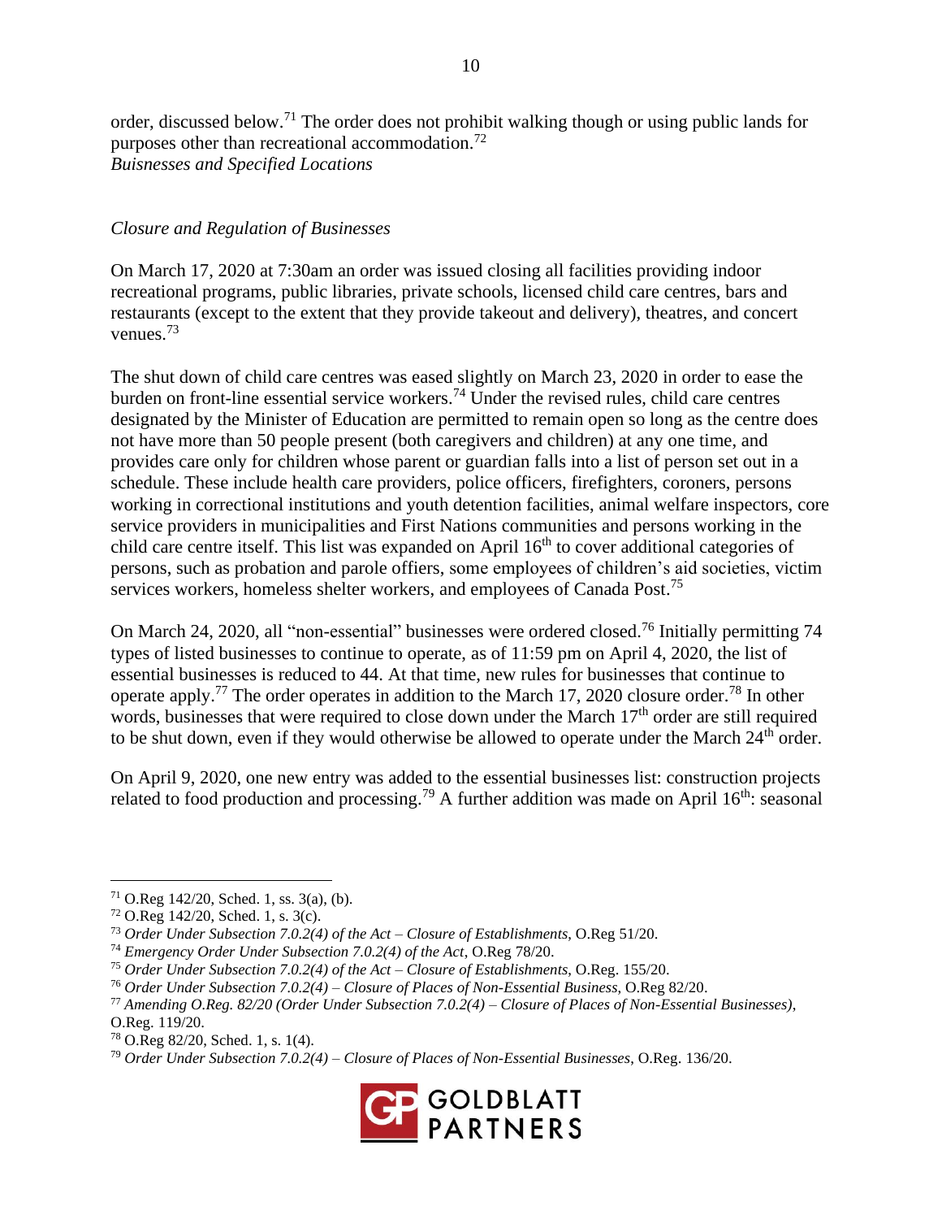order, discussed below.[71] The order does not prohibit walking though or using public lands for purposes other than recreational accommodation.[72]

*Buisnesses and Specified Locations*

*Closure and Regulation of Businesses*

On March 17, 2020 at 7:30am an order was issued closing all facilities providing indoor recreational programs, public libraries, private schools, licensed child care centres, bars and restaurants (except to the extent that they provide takeout and delivery), theatres, and concert venues.[73]

The shut down of child care centres was eased slightly on March 23, 2020 in order to ease the burden on front-line essential service workers.[74] Under the revised rules, child care centres designated by the Minister of Education are permitted to remain open so long as the centre does not have more than 50 people present (both caregivers and children) at any one time, and provides care only for children whose parent or guardian falls into a list of person set out in a schedule. These include health care providers, police officers, firefighters, coroners, persons working in correctional institutions and youth detention facilities, animal welfare inspectors, core service providers in municipalities and First Nations communities and persons working in the child care centre itself. This list was expanded on April 16th to cover additional categories of persons, such as probation and parole offiers, some employees of children's aid societies, victim services workers, homeless shelter workers, and employees of Canada Post.[75]

On March 24, 2020, all "non-essential" businesses were ordered closed.[76] Initially permitting 74 types of listed businesses to continue to operate, as of 11:59 pm on April 4, 2020, the list of essential businesses is reduced to 44. At that time, new rules for businesses that continue to operate apply.[77] The order operates in addition to the March 17, 2020 closure order.[78] In other words, businesses that were required to close down under the March 17th order are still required to be shut down, even if they would otherwise be allowed to operate under the March 24th order.

On April 9, 2020, one new entry was added to the essential businesses list: construction projects related to food production and processing.[79] A further addition was made on April 16th: seasonal

---

[71] O.Reg 142/20, Sched. 1, ss. 3(a), (b).

[72] O.Reg 142/20, Sched. 1, s. 3(c).

[73] *Order Under Subsection 7.0.2(4) of the Act – Closure of Establishments*, O.Reg 51/20.

[74] *Emergency Order Under Subsection 7.0.2(4) of the Act*, O.Reg 78/20.

[75] *Order Under Subsection 7.0.2(4) of the Act – Closure of Establishments*, O.Reg. 155/20.

[76] *Order Under Subsection 7.0.2(4) – Closure of Places of Non-Essential Business*, O.Reg 82/20.

[77] *Amending O.Reg. 82/20 (Order Under Subsection 7.0.2(4) – Closure of Places of Non-Essential Businesses)*, O.Reg. 119/20.

[78] O.Reg 82/20, Sched. 1, s. 1(4).

[79] *Order Under Subsection 7.0.2(4) – Closure of Places of Non-Essential Businesses*, O.Reg. 136/20.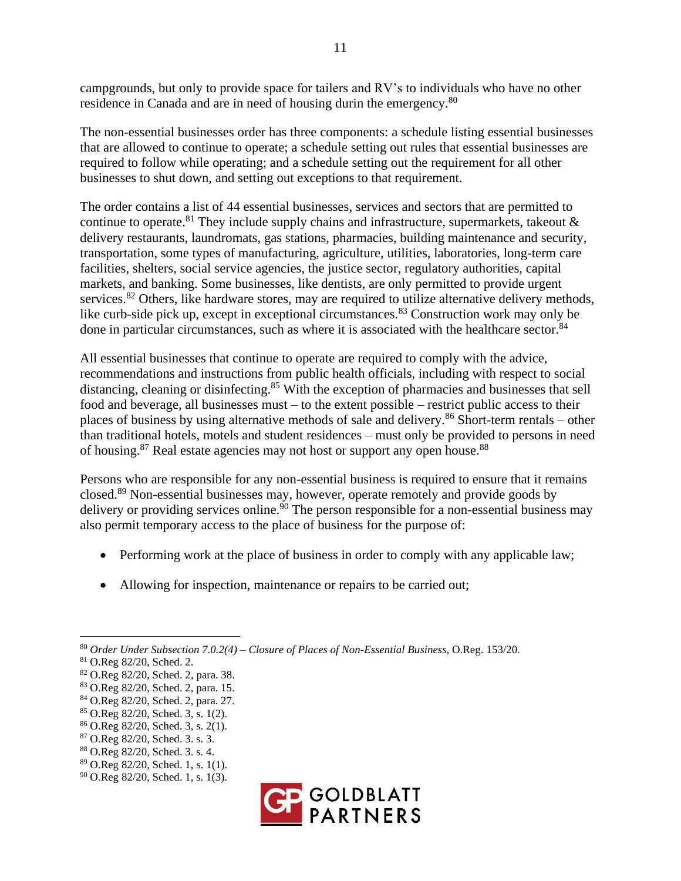campgrounds, but only to provide space for tailers and RV's to individuals who have no other residence in Canada and are in need of housing durin the emergency.[80]

The non-essential businesses order has three components: a schedule listing essential businesses that are allowed to continue to operate; a schedule setting out rules that essential businesses are required to follow while operating; and a schedule setting out the requirement for all other businesses to shut down, and setting out exceptions to that requirement.

The order contains a list of 44 essential businesses, services and sectors that are permitted to continue to operate.[81] They include supply chains and infrastructure, supermarkets, takeout & delivery restaurants, laundromats, gas stations, pharmacies, building maintenance and security, transportation, some types of manufacturing, agriculture, utilities, laboratories, long-term care facilities, shelters, social service agencies, the justice sector, regulatory authorities, capital markets, and banking. Some businesses, like dentists, are only permitted to provide urgent services.[82] Others, like hardware stores, may are required to utilize alternative delivery methods, like curb-side pick up, except in exceptional circumstances.[83] Construction work may only be done in particular circumstances, such as where it is associated with the healthcare sector.[84]

All essential businesses that continue to operate are required to comply with the advice, recommendations and instructions from public health officials, including with respect to social distancing, cleaning or disinfecting.[85] With the exception of pharmacies and businesses that sell food and beverage, all businesses must – to the extent possible – restrict public access to their places of business by using alternative methods of sale and delivery.[86] Short-term rentals – other than traditional hotels, motels and student residences – must only be provided to persons in need of housing.[87] Real estate agencies may not host or support any open house.[88]

Persons who are responsible for any non-essential business is required to ensure that it remains closed.[89] Non-essential businesses may, however, operate remotely and provide goods by delivery or providing services online.[90] The person responsible for a non-essential business may also permit temporary access to the place of business for the purpose of:

- Performing work at the place of business in order to comply with any applicable law;
- Allowing for inspection, maintenance or repairs to be carried out;

---

[80] *Order Under Subsection 7.0.2(4) – Closure of Places of Non-Essential Business*, O.Reg. 153/20.
[81] O.Reg 82/20, Sched. 2.
[82] O.Reg 82/20, Sched. 2, para. 38.
[83] O.Reg 82/20, Sched. 2, para. 15.
[84] O.Reg 82/20, Sched. 2, para. 27.
[85] O.Reg 82/20, Sched. 3, s. 1(2).
[86] O.Reg 82/20, Sched. 3, s. 2(1).
[87] O.Reg 82/20, Sched. 3. s. 3.
[88] O.Reg 82/20, Sched. 3. s. 4.
[89] O.Reg 82/20, Sched. 1, s. 1(1).
[90] O.Reg 82/20, Sched. 1, s. 1(3).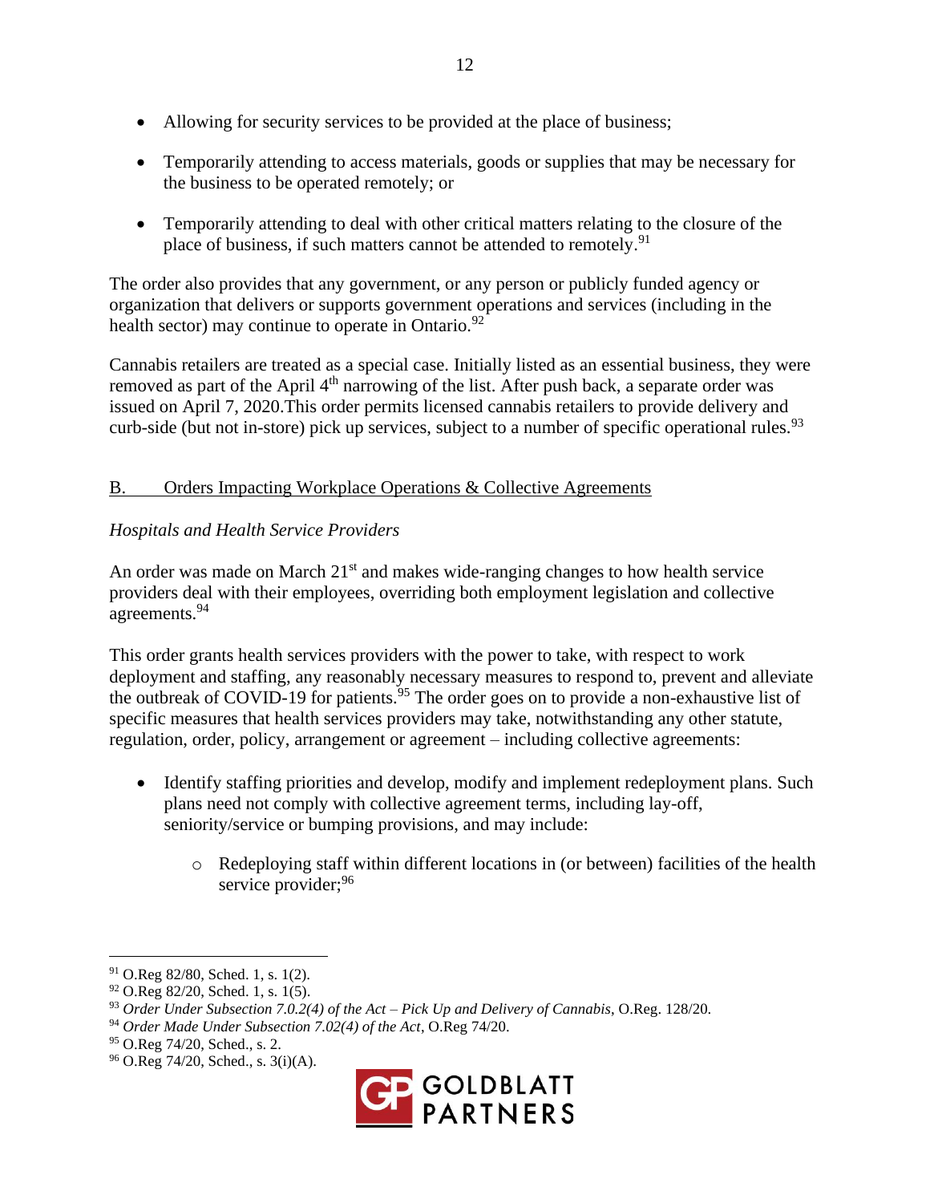- Allowing for security services to be provided at the place of business;
- Temporarily attending to access materials, goods or supplies that may be necessary for the business to be operated remotely; or
- Temporarily attending to deal with other critical matters relating to the closure of the place of business, if such matters cannot be attended to remotely.[91]

The order also provides that any government, or any person or publicly funded agency or organization that delivers or supports government operations and services (including in the health sector) may continue to operate in Ontario.[92]

Cannabis retailers are treated as a special case. Initially listed as an essential business, they were removed as part of the April 4th narrowing of the list. After push back, a separate order was issued on April 7, 2020.This order permits licensed cannabis retailers to provide delivery and curb-side (but not in-store) pick up services, subject to a number of specific operational rules.[93]

## B. Orders Impacting Workplace Operations & Collective Agreements

### *Hospitals and Health Service Providers*

An order was made on March 21st and makes wide-ranging changes to how health service providers deal with their employees, overriding both employment legislation and collective agreements.[94]

This order grants health services providers with the power to take, with respect to work deployment and staffing, any reasonably necessary measures to respond to, prevent and alleviate the outbreak of COVID-19 for patients.[95] The order goes on to provide a non-exhaustive list of specific measures that health services providers may take, notwithstanding any other statute, regulation, order, policy, arrangement or agreement – including collective agreements:

- Identify staffing priorities and develop, modify and implement redeployment plans. Such plans need not comply with collective agreement terms, including lay-off, seniority/service or bumping provisions, and may include:
    - Redeploying staff within different locations in (or between) facilities of the health service provider;[96]

---

[91] O.Reg 82/80, Sched. 1, s. 1(2).
[92] O.Reg 82/20, Sched. 1, s. 1(5).
[93] *Order Under Subsection 7.0.2(4) of the Act – Pick Up and Delivery of Cannabis*, O.Reg. 128/20.
[94] *Order Made Under Subsection 7.02(4) of the Act*, O.Reg 74/20.
[95] O.Reg 74/20, Sched., s. 2.
[96] O.Reg 74/20, Sched., s. 3(i)(A).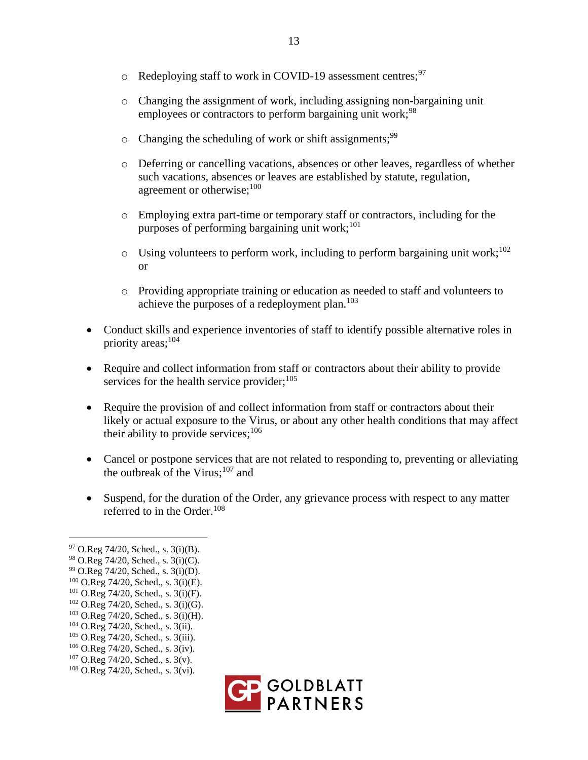- Redeploying staff to work in COVID-19 assessment centres;[97]
    - Changing the assignment of work, including assigning non-bargaining unit employees or contractors to perform bargaining unit work;[98]
    - Changing the scheduling of work or shift assignments;[99]
    - Deferring or cancelling vacations, absences or other leaves, regardless of whether such vacations, absences or leaves are established by statute, regulation, agreement or otherwise;[100]
    - Employing extra part-time or temporary staff or contractors, including for the purposes of performing bargaining unit work;[101]
    - Using volunteers to perform work, including to perform bargaining unit work;[102] or
    - Providing appropriate training or education as needed to staff and volunteers to achieve the purposes of a redeployment plan.[103]

- Conduct skills and experience inventories of staff to identify possible alternative roles in priority areas;[104]
- Require and collect information from staff or contractors about their ability to provide services for the health service provider;[105]
- Require the provision of and collect information from staff or contractors about their likely or actual exposure to the Virus, or about any other health conditions that may affect their ability to provide services;[106]
- Cancel or postpone services that are not related to responding to, preventing or alleviating the outbreak of the Virus;[107] and
- Suspend, for the duration of the Order, any grievance process with respect to any matter referred to in the Order.[108]

---

[97] O.Reg 74/20, Sched., s. 3(i)(B).
[98] O.Reg 74/20, Sched., s. 3(i)(C).
[99] O.Reg 74/20, Sched., s. 3(i)(D).
[100] O.Reg 74/20, Sched., s. 3(i)(E).
[101] O.Reg 74/20, Sched., s. 3(i)(F).
[102] O.Reg 74/20, Sched., s. 3(i)(G).
[103] O.Reg 74/20, Sched., s. 3(i)(H).
[104] O.Reg 74/20, Sched., s. 3(ii).
[105] O.Reg 74/20, Sched., s. 3(iii).
[106] O.Reg 74/20, Sched., s. 3(iv).
[107] O.Reg 74/20, Sched., s. 3(v).
[108] O.Reg 74/20, Sched., s. 3(vi).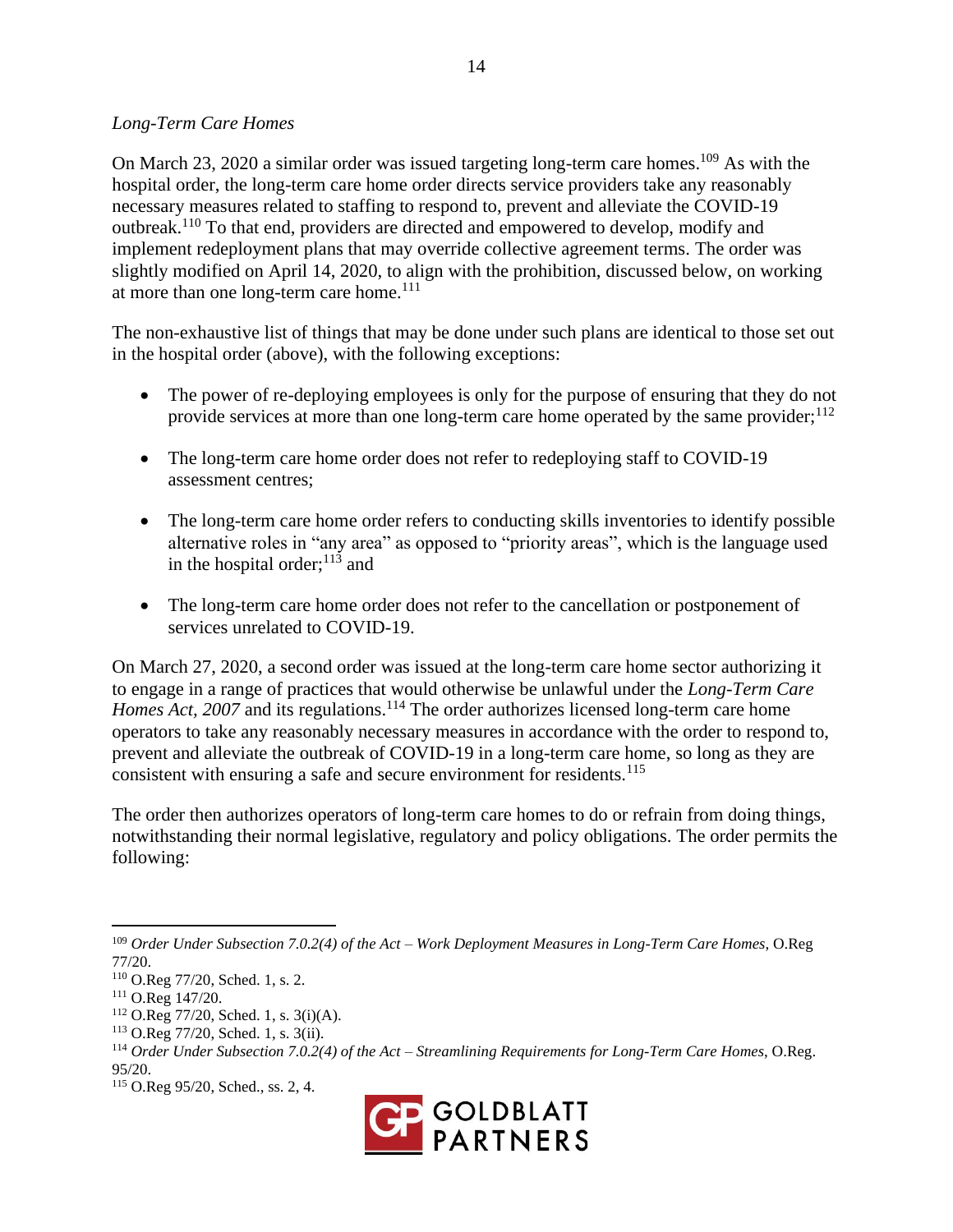*Long-Term Care Homes*

On March 23, 2020 a similar order was issued targeting long-term care homes.[109] As with the hospital order, the long-term care home order directs service providers take any reasonably necessary measures related to staffing to respond to, prevent and alleviate the COVID-19 outbreak.[110] To that end, providers are directed and empowered to develop, modify and implement redeployment plans that may override collective agreement terms. The order was slightly modified on April 14, 2020, to align with the prohibition, discussed below, on working at more than one long-term care home.[111]

The non-exhaustive list of things that may be done under such plans are identical to those set out in the hospital order (above), with the following exceptions:

- The power of re-deploying employees is only for the purpose of ensuring that they do not provide services at more than one long-term care home operated by the same provider;[112]
- The long-term care home order does not refer to redeploying staff to COVID-19 assessment centres;
- The long-term care home order refers to conducting skills inventories to identify possible alternative roles in "any area" as opposed to "priority areas", which is the language used in the hospital order;[113] and
- The long-term care home order does not refer to the cancellation or postponement of services unrelated to COVID-19.

On March 27, 2020, a second order was issued at the long-term care home sector authorizing it to engage in a range of practices that would otherwise be unlawful under the *Long-Term Care Homes Act, 2007* and its regulations.[114] The order authorizes licensed long-term care home operators to take any reasonably necessary measures in accordance with the order to respond to, prevent and alleviate the outbreak of COVID-19 in a long-term care home, so long as they are consistent with ensuring a safe and secure environment for residents.[115]

The order then authorizes operators of long-term care homes to do or refrain from doing things, notwithstanding their normal legislative, regulatory and policy obligations. The order permits the following:

---

[109] *Order Under Subsection 7.0.2(4) of the Act – Work Deployment Measures in Long-Term Care Homes*, O.Reg 77/20.

[110] O.Reg 77/20, Sched. 1, s. 2.

[111] O.Reg 147/20.

[112] O.Reg 77/20, Sched. 1, s. 3(i)(A).

[113] O.Reg 77/20, Sched. 1, s. 3(ii).

[114] *Order Under Subsection 7.0.2(4) of the Act – Streamlining Requirements for Long-Term Care Homes*, O.Reg. 95/20.

[115] O.Reg 95/20, Sched., ss. 2, 4.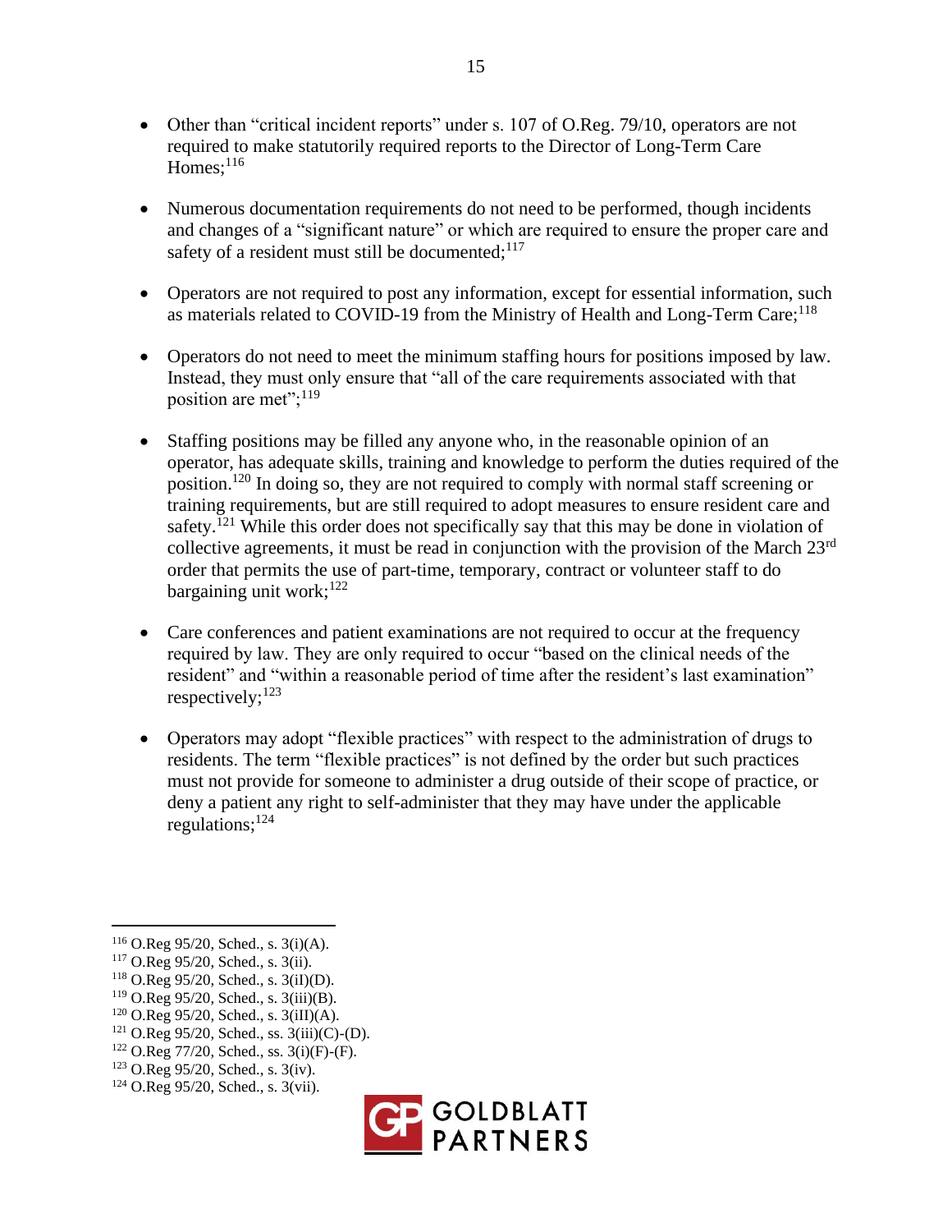- Other than "critical incident reports" under s. 107 of O.Reg. 79/10, operators are not required to make statutorily required reports to the Director of Long-Term Care Homes;[116]

- Numerous documentation requirements do not need to be performed, though incidents and changes of a "significant nature" or which are required to ensure the proper care and safety of a resident must still be documented;[117]

- Operators are not required to post any information, except for essential information, such as materials related to COVID-19 from the Ministry of Health and Long-Term Care;[118]

- Operators do not need to meet the minimum staffing hours for positions imposed by law. Instead, they must only ensure that "all of the care requirements associated with that position are met";[119]

- Staffing positions may be filled any anyone who, in the reasonable opinion of an operator, has adequate skills, training and knowledge to perform the duties required of the position.[120] In doing so, they are not required to comply with normal staff screening or training requirements, but are still required to adopt measures to ensure resident care and safety.[121] While this order does not specifically say that this may be done in violation of collective agreements, it must be read in conjunction with the provision of the March 23rd order that permits the use of part-time, temporary, contract or volunteer staff to do bargaining unit work;[122]

- Care conferences and patient examinations are not required to occur at the frequency required by law. They are only required to occur "based on the clinical needs of the resident" and "within a reasonable period of time after the resident's last examination" respectively;[123]

- Operators may adopt "flexible practices" with respect to the administration of drugs to residents. The term "flexible practices" is not defined by the order but such practices must not provide for someone to administer a drug outside of their scope of practice, or deny a patient any right to self-administer that they may have under the applicable regulations;[124]

---

[116] O.Reg 95/20, Sched., s. 3(i)(A).
[117] O.Reg 95/20, Sched., s. 3(ii).
[118] O.Reg 95/20, Sched., s. 3(iI)(D).
[119] O.Reg 95/20, Sched., s. 3(iii)(B).
[120] O.Reg 95/20, Sched., s. 3(iII)(A).
[121] O.Reg 95/20, Sched., ss. 3(iii)(C)-(D).
[122] O.Reg 77/20, Sched., ss. 3(i)(F)-(F).
[123] O.Reg 95/20, Sched., s. 3(iv).
[124] O.Reg 95/20, Sched., s. 3(vii).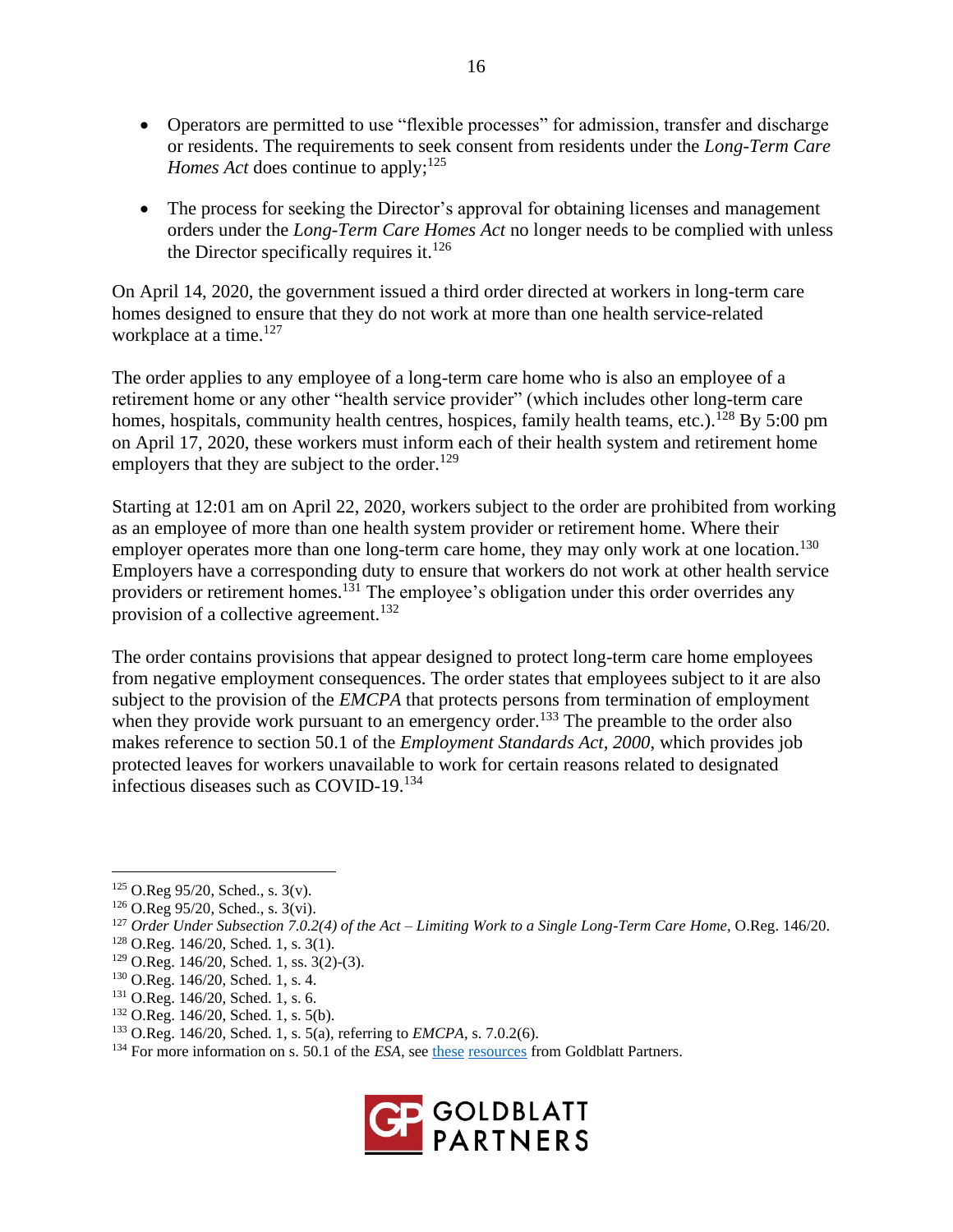- Operators are permitted to use "flexible processes" for admission, transfer and discharge or residents. The requirements to seek consent from residents under the *Long-Term Care Homes Act* does continue to apply;[125]

- The process for seeking the Director's approval for obtaining licenses and management orders under the *Long-Term Care Homes Act* no longer needs to be complied with unless the Director specifically requires it.[126]

On April 14, 2020, the government issued a third order directed at workers in long-term care homes designed to ensure that they do not work at more than one health service-related workplace at a time.[127]

The order applies to any employee of a long-term care home who is also an employee of a retirement home or any other "health service provider" (which includes other long-term care homes, hospitals, community health centres, hospices, family health teams, etc.).[128] By 5:00 pm on April 17, 2020, these workers must inform each of their health system and retirement home employers that they are subject to the order.[129]

Starting at 12:01 am on April 22, 2020, workers subject to the order are prohibited from working as an employee of more than one health system provider or retirement home. Where their employer operates more than one long-term care home, they may only work at one location.[130] Employers have a corresponding duty to ensure that workers do not work at other health service providers or retirement homes.[131] The employee's obligation under this order overrides any provision of a collective agreement.[132]

The order contains provisions that appear designed to protect long-term care home employees from negative employment consequences. The order states that employees subject to it are also subject to the provision of the *EMCPA* that protects persons from termination of employment when they provide work pursuant to an emergency order.[133] The preamble to the order also makes reference to section 50.1 of the *Employment Standards Act, 2000*, which provides job protected leaves for workers unavailable to work for certain reasons related to designated infectious diseases such as COVID-19.[134]

---

[125] O.Reg 95/20, Sched., s. 3(v).

[126] O.Reg 95/20, Sched., s. 3(vi).

[127] *Order Under Subsection 7.0.2(4) of the Act – Limiting Work to a Single Long-Term Care Home*, O.Reg. 146/20.

[128] O.Reg. 146/20, Sched. 1, s. 3(1).

[129] O.Reg. 146/20, Sched. 1, ss. 3(2)-(3).

[130] O.Reg. 146/20, Sched. 1, s. 4.

[131] O.Reg. 146/20, Sched. 1, s. 6.

[132] O.Reg. 146/20, Sched. 1, s. 5(b).

[133] O.Reg. 146/20, Sched. 1, s. 5(a), referring to *EMCPA*, s. 7.0.2(6).

[134] For more information on s. 50.1 of the *ESA*, see these resources from Goldblatt Partners.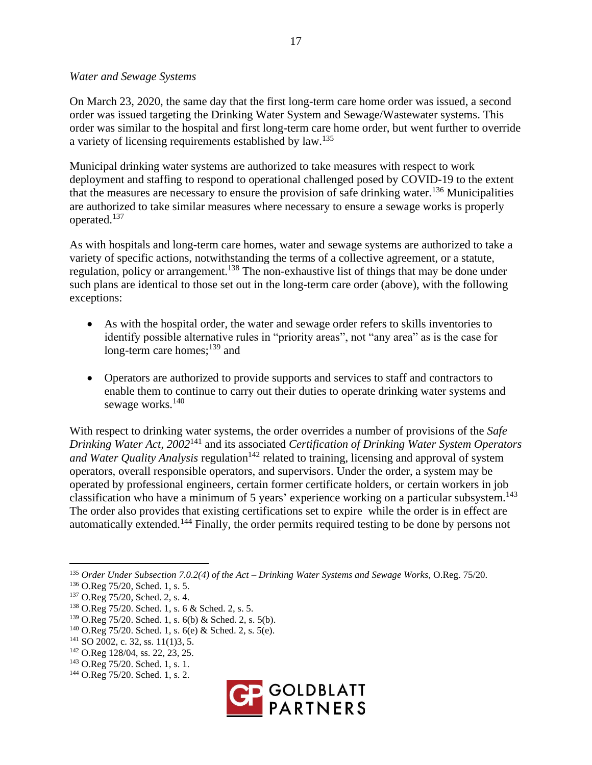*Water and Sewage Systems*

On March 23, 2020, the same day that the first long-term care home order was issued, a second order was issued targeting the Drinking Water System and Sewage/Wastewater systems. This order was similar to the hospital and first long-term care home order, but went further to override a variety of licensing requirements established by law.[135]

Municipal drinking water systems are authorized to take measures with respect to work deployment and staffing to respond to operational challenged posed by COVID-19 to the extent that the measures are necessary to ensure the provision of safe drinking water.[136] Municipalities are authorized to take similar measures where necessary to ensure a sewage works is properly operated.[137]

As with hospitals and long-term care homes, water and sewage systems are authorized to take a variety of specific actions, notwithstanding the terms of a collective agreement, or a statute, regulation, policy or arrangement.[138] The non-exhaustive list of things that may be done under such plans are identical to those set out in the long-term care order (above), with the following exceptions:

- As with the hospital order, the water and sewage order refers to skills inventories to identify possible alternative rules in "priority areas", not "any area" as is the case for long-term care homes;[139] and
- Operators are authorized to provide supports and services to staff and contractors to enable them to continue to carry out their duties to operate drinking water systems and sewage works.[140]

With respect to drinking water systems, the order overrides a number of provisions of the *Safe Drinking Water Act, 2002*[141] and its associated *Certification of Drinking Water System Operators and Water Quality Analysis* regulation[142] related to training, licensing and approval of system operators, overall responsible operators, and supervisors. Under the order, a system may be operated by professional engineers, certain former certificate holders, or certain workers in job classification who have a minimum of 5 years' experience working on a particular subsystem.[143] The order also provides that existing certifications set to expire while the order is in effect are automatically extended.[144] Finally, the order permits required testing to be done by persons not

---

[135] *Order Under Subsection 7.0.2(4) of the Act – Drinking Water Systems and Sewage Works*, O.Reg. 75/20.
[136] O.Reg 75/20, Sched. 1, s. 5.
[137] O.Reg 75/20, Sched. 2, s. 4.
[138] O.Reg 75/20. Sched. 1, s. 6 & Sched. 2, s. 5.
[139] O.Reg 75/20. Sched. 1, s. 6(b) & Sched. 2, s. 5(b).
[140] O.Reg 75/20. Sched. 1, s. 6(e) & Sched. 2, s. 5(e).
[141] SO 2002, c. 32, ss. 11(1)3, 5.
[142] O.Reg 128/04, ss. 22, 23, 25.
[143] O.Reg 75/20. Sched. 1, s. 1.
[144] O.Reg 75/20. Sched. 1, s. 2.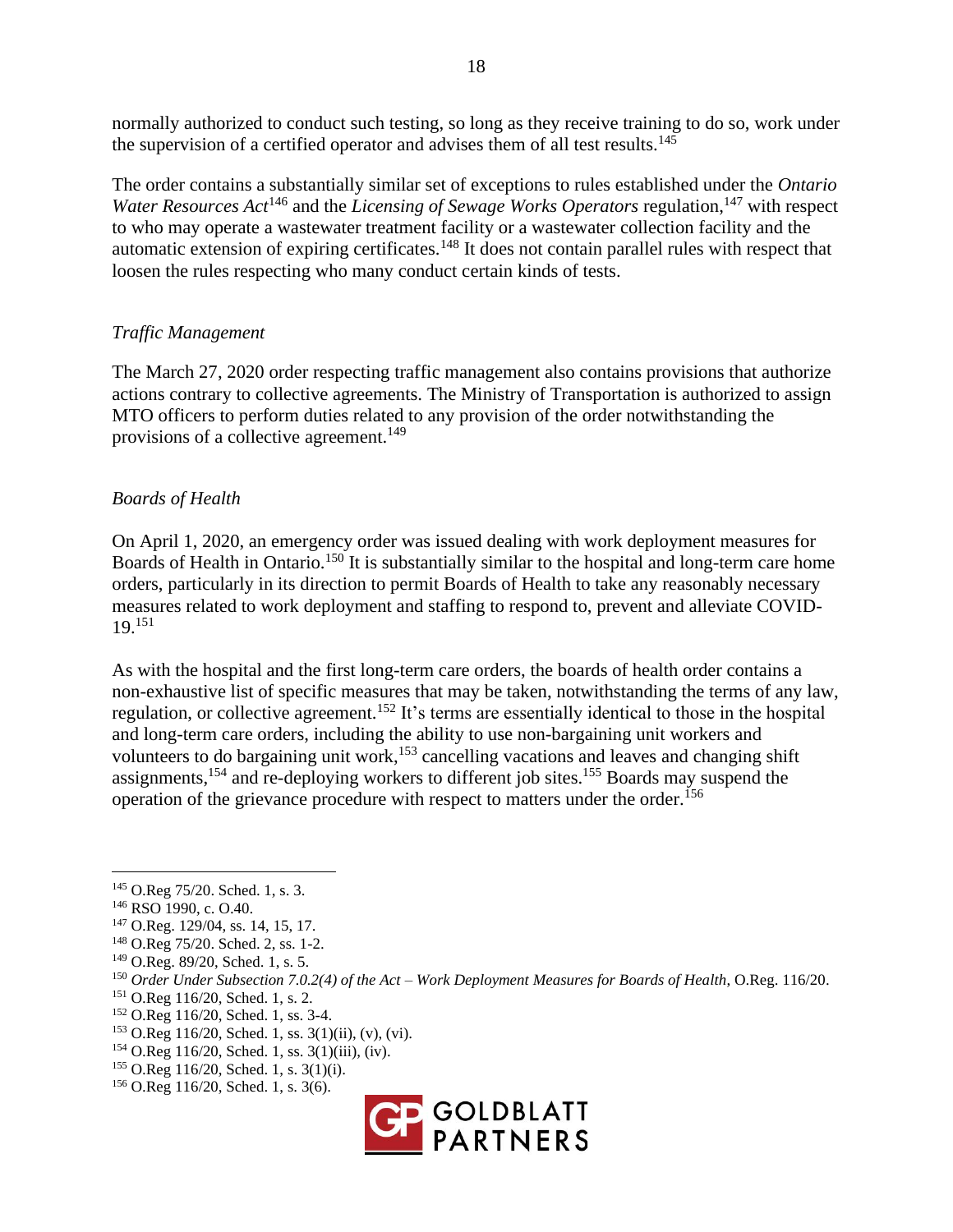normally authorized to conduct such testing, so long as they receive training to do so, work under the supervision of a certified operator and advises them of all test results.[145]

The order contains a substantially similar set of exceptions to rules established under the *Ontario Water Resources Act*[146] and the *Licensing of Sewage Works Operators* regulation,[147] with respect to who may operate a wastewater treatment facility or a wastewater collection facility and the automatic extension of expiring certificates.[148] It does not contain parallel rules with respect that loosen the rules respecting who many conduct certain kinds of tests.

*Traffic Management*

The March 27, 2020 order respecting traffic management also contains provisions that authorize actions contrary to collective agreements. The Ministry of Transportation is authorized to assign MTO officers to perform duties related to any provision of the order notwithstanding the provisions of a collective agreement.[149]

*Boards of Health*

On April 1, 2020, an emergency order was issued dealing with work deployment measures for Boards of Health in Ontario.[150] It is substantially similar to the hospital and long-term care home orders, particularly in its direction to permit Boards of Health to take any reasonably necessary measures related to work deployment and staffing to respond to, prevent and alleviate COVID-19.[151]

As with the hospital and the first long-term care orders, the boards of health order contains a non-exhaustive list of specific measures that may be taken, notwithstanding the terms of any law, regulation, or collective agreement.[152] It's terms are essentially identical to those in the hospital and long-term care orders, including the ability to use non-bargaining unit workers and volunteers to do bargaining unit work,[153] cancelling vacations and leaves and changing shift assignments,[154] and re-deploying workers to different job sites.[155] Boards may suspend the operation of the grievance procedure with respect to matters under the order.[156]

---

[145] O.Reg 75/20. Sched. 1, s. 3.
[146] RSO 1990, c. O.40.
[147] O.Reg. 129/04, ss. 14, 15, 17.
[148] O.Reg 75/20. Sched. 2, ss. 1-2.
[149] O.Reg. 89/20, Sched. 1, s. 5.
[150] *Order Under Subsection 7.0.2(4) of the Act – Work Deployment Measures for Boards of Health*, O.Reg. 116/20.
[151] O.Reg 116/20, Sched. 1, s. 2.
[152] O.Reg 116/20, Sched. 1, ss. 3-4.
[153] O.Reg 116/20, Sched. 1, ss. 3(1)(ii), (v), (vi).
[154] O.Reg 116/20, Sched. 1, ss. 3(1)(iii), (iv).
[155] O.Reg 116/20, Sched. 1, s. 3(1)(i).
[156] O.Reg 116/20, Sched. 1, s. 3(6).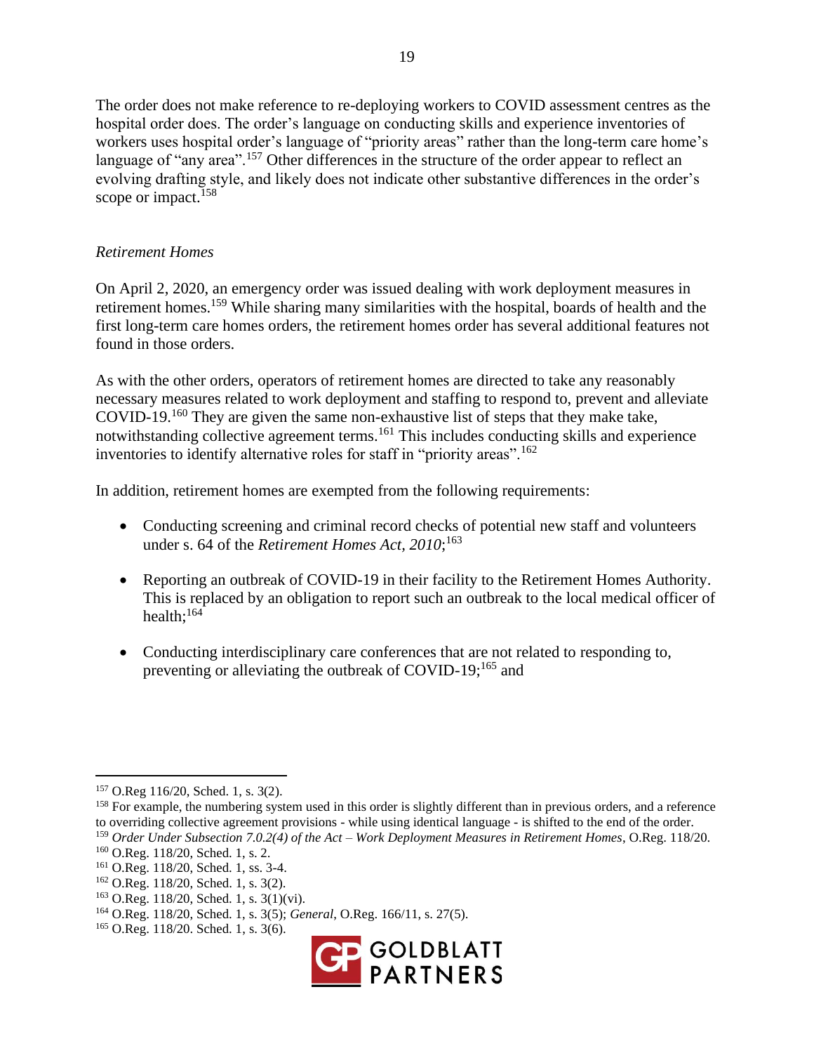The order does not make reference to re-deploying workers to COVID assessment centres as the hospital order does. The order's language on conducting skills and experience inventories of workers uses hospital order's language of "priority areas" rather than the long-term care home's language of "any area".[157] Other differences in the structure of the order appear to reflect an evolving drafting style, and likely does not indicate other substantive differences in the order's scope or impact.[158]

*Retirement Homes*

On April 2, 2020, an emergency order was issued dealing with work deployment measures in retirement homes.[159] While sharing many similarities with the hospital, boards of health and the first long-term care homes orders, the retirement homes order has several additional features not found in those orders.

As with the other orders, operators of retirement homes are directed to take any reasonably necessary measures related to work deployment and staffing to respond to, prevent and alleviate COVID-19.[160] They are given the same non-exhaustive list of steps that they make take, notwithstanding collective agreement terms.[161] This includes conducting skills and experience inventories to identify alternative roles for staff in "priority areas".[162]

In addition, retirement homes are exempted from the following requirements:

- Conducting screening and criminal record checks of potential new staff and volunteers under s. 64 of the *Retirement Homes Act, 2010*;[163]
- Reporting an outbreak of COVID-19 in their facility to the Retirement Homes Authority. This is replaced by an obligation to report such an outbreak to the local medical officer of health;[164]
- Conducting interdisciplinary care conferences that are not related to responding to, preventing or alleviating the outbreak of COVID-19;[165] and

---

[157] O.Reg 116/20, Sched. 1, s. 3(2).

[158] For example, the numbering system used in this order is slightly different than in previous orders, and a reference to overriding collective agreement provisions - while using identical language - is shifted to the end of the order.

[159] *Order Under Subsection 7.0.2(4) of the Act – Work Deployment Measures in Retirement Homes*, O.Reg. 118/20.

[160] O.Reg. 118/20, Sched. 1, s. 2.

[161] O.Reg. 118/20, Sched. 1, ss. 3-4.

[162] O.Reg. 118/20, Sched. 1, s. 3(2).

[163] O.Reg. 118/20, Sched. 1, s. 3(1)(vi).

[164] O.Reg. 118/20, Sched. 1, s. 3(5); *General*, O.Reg. 166/11, s. 27(5).

[165] O.Reg. 118/20. Sched. 1, s. 3(6).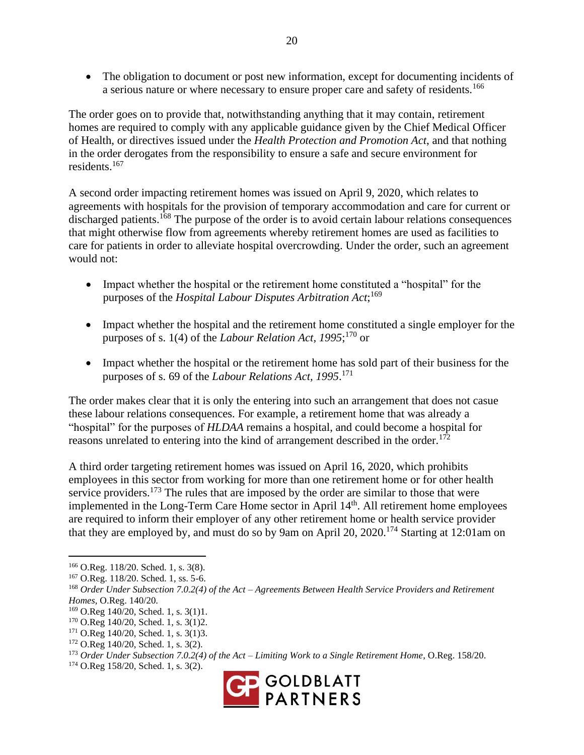- The obligation to document or post new information, except for documenting incidents of a serious nature or where necessary to ensure proper care and safety of residents.[166]

The order goes on to provide that, notwithstanding anything that it may contain, retirement homes are required to comply with any applicable guidance given by the Chief Medical Officer of Health, or directives issued under the *Health Protection and Promotion Act*, and that nothing in the order derogates from the responsibility to ensure a safe and secure environment for residents.[167]

A second order impacting retirement homes was issued on April 9, 2020, which relates to agreements with hospitals for the provision of temporary accommodation and care for current or discharged patients.[168] The purpose of the order is to avoid certain labour relations consequences that might otherwise flow from agreements whereby retirement homes are used as facilities to care for patients in order to alleviate hospital overcrowding. Under the order, such an agreement would not:

- Impact whether the hospital or the retirement home constituted a "hospital" for the purposes of the *Hospital Labour Disputes Arbitration Act*;[169]

- Impact whether the hospital and the retirement home constituted a single employer for the purposes of s. 1(4) of the *Labour Relation Act, 1995*;[170] or

- Impact whether the hospital or the retirement home has sold part of their business for the purposes of s. 69 of the *Labour Relations Act, 1995*.[171]

The order makes clear that it is only the entering into such an arrangement that does not casue these labour relations consequences. For example, a retirement home that was already a "hospital" for the purposes of *HLDAA* remains a hospital, and could become a hospital for reasons unrelated to entering into the kind of arrangement described in the order.[172]

A third order targeting retirement homes was issued on April 16, 2020, which prohibits employees in this sector from working for more than one retirement home or for other health service providers.[173] The rules that are imposed by the order are similar to those that were implemented in the Long-Term Care Home sector in April 14th. All retirement home employees are required to inform their employer of any other retirement home or health service provider that they are employed by, and must do so by 9am on April 20, 2020.[174] Starting at 12:01am on

---

[166] O.Reg. 118/20. Sched. 1, s. 3(8).
[167] O.Reg. 118/20. Sched. 1, ss. 5-6.
[168] *Order Under Subsection 7.0.2(4) of the Act – Agreements Between Health Service Providers and Retirement Homes*, O.Reg. 140/20.
[169] O.Reg 140/20, Sched. 1, s. 3(1)1.
[170] O.Reg 140/20, Sched. 1, s. 3(1)2.
[171] O.Reg 140/20, Sched. 1, s. 3(1)3.
[172] O.Reg 140/20, Sched. 1, s. 3(2).
[173] *Order Under Subsection 7.0.2(4) of the Act – Limiting Work to a Single Retirement Home*, O.Reg. 158/20.
[174] O.Reg 158/20, Sched. 1, s. 3(2).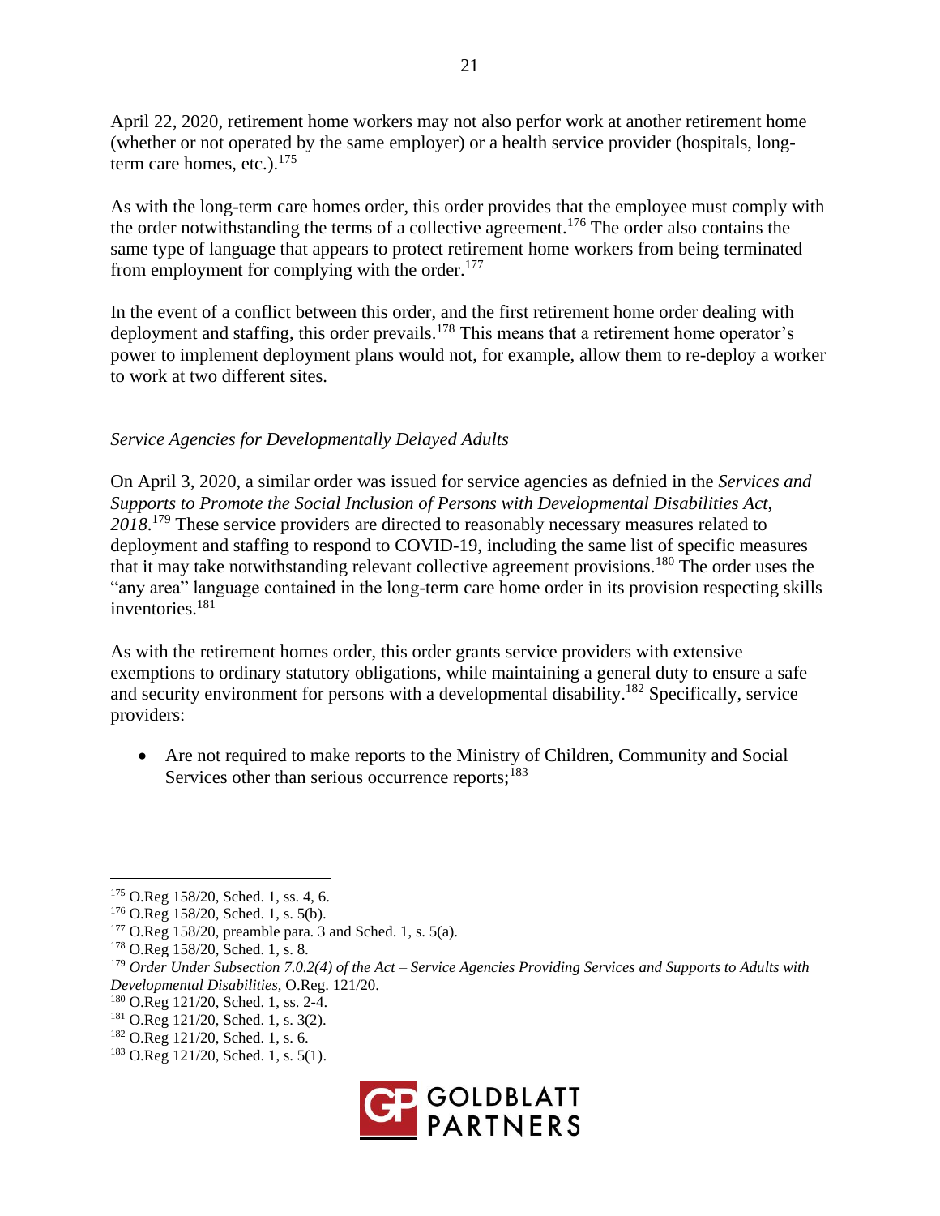April 22, 2020, retirement home workers may not also perfor work at another retirement home (whether or not operated by the same employer) or a health service provider (hospitals, long-term care homes, etc.).[175]

As with the long-term care homes order, this order provides that the employee must comply with the order notwithstanding the terms of a collective agreement.[176] The order also contains the same type of language that appears to protect retirement home workers from being terminated from employment for complying with the order.[177]

In the event of a conflict between this order, and the first retirement home order dealing with deployment and staffing, this order prevails.[178] This means that a retirement home operator's power to implement deployment plans would not, for example, allow them to re-deploy a worker to work at two different sites.

*Service Agencies for Developmentally Delayed Adults*

On April 3, 2020, a similar order was issued for service agencies as defnied in the *Services and Supports to Promote the Social Inclusion of Persons with Developmental Disabilities Act, 2018*.[179] These service providers are directed to reasonably necessary measures related to deployment and staffing to respond to COVID-19, including the same list of specific measures that it may take notwithstanding relevant collective agreement provisions.[180] The order uses the "any area" language contained in the long-term care home order in its provision respecting skills inventories.[181]

As with the retirement homes order, this order grants service providers with extensive exemptions to ordinary statutory obligations, while maintaining a general duty to ensure a safe and security environment for persons with a developmental disability.[182] Specifically, service providers:

- Are not required to make reports to the Ministry of Children, Community and Social Services other than serious occurrence reports;[183]

---

[175] O.Reg 158/20, Sched. 1, ss. 4, 6.
[176] O.Reg 158/20, Sched. 1, s. 5(b).
[177] O.Reg 158/20, preamble para. 3 and Sched. 1, s. 5(a).
[178] O.Reg 158/20, Sched. 1, s. 8.
[179] *Order Under Subsection 7.0.2(4) of the Act – Service Agencies Providing Services and Supports to Adults with Developmental Disabilities*, O.Reg. 121/20.
[180] O.Reg 121/20, Sched. 1, ss. 2-4.
[181] O.Reg 121/20, Sched. 1, s. 3(2).
[182] O.Reg 121/20, Sched. 1, s. 6.
[183] O.Reg 121/20, Sched. 1, s. 5(1).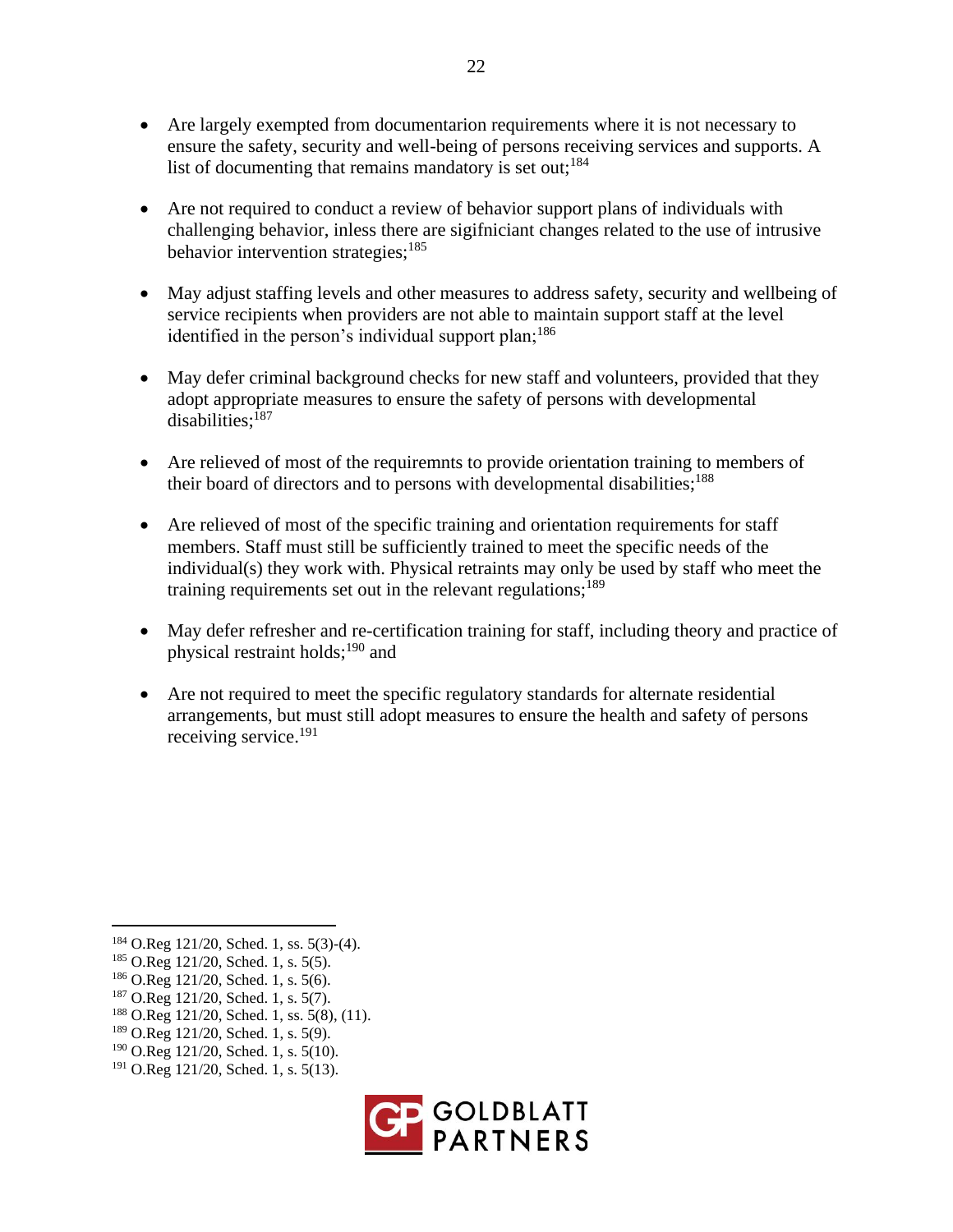- Are largely exempted from documentarion requirements where it is not necessary to ensure the safety, security and well-being of persons receiving services and supports. A list of documenting that remains mandatory is set out;[184]

- Are not required to conduct a review of behavior support plans of individuals with challenging behavior, inless there are sigifniciant changes related to the use of intrusive behavior intervention strategies;[185]

- May adjust staffing levels and other measures to address safety, security and wellbeing of service recipients when providers are not able to maintain support staff at the level identified in the person's individual support plan;[186]

- May defer criminal background checks for new staff and volunteers, provided that they adopt appropriate measures to ensure the safety of persons with developmental disabilities;[187]

- Are relieved of most of the requiremnts to provide orientation training to members of their board of directors and to persons with developmental disabilities;[188]

- Are relieved of most of the specific training and orientation requirements for staff members. Staff must still be sufficiently trained to meet the specific needs of the individual(s) they work with. Physical retraints may only be used by staff who meet the training requirements set out in the relevant regulations;[189]

- May defer refresher and re-certification training for staff, including theory and practice of physical restraint holds;[190] and

- Are not required to meet the specific regulatory standards for alternate residential arrangements, but must still adopt measures to ensure the health and safety of persons receiving service.[191]

---

[184] O.Reg 121/20, Sched. 1, ss. 5(3)-(4).
[185] O.Reg 121/20, Sched. 1, s. 5(5).
[186] O.Reg 121/20, Sched. 1, s. 5(6).
[187] O.Reg 121/20, Sched. 1, s. 5(7).
[188] O.Reg 121/20, Sched. 1, ss. 5(8), (11).
[189] O.Reg 121/20, Sched. 1, s. 5(9).
[190] O.Reg 121/20, Sched. 1, s. 5(10).
[191] O.Reg 121/20, Sched. 1, s. 5(13).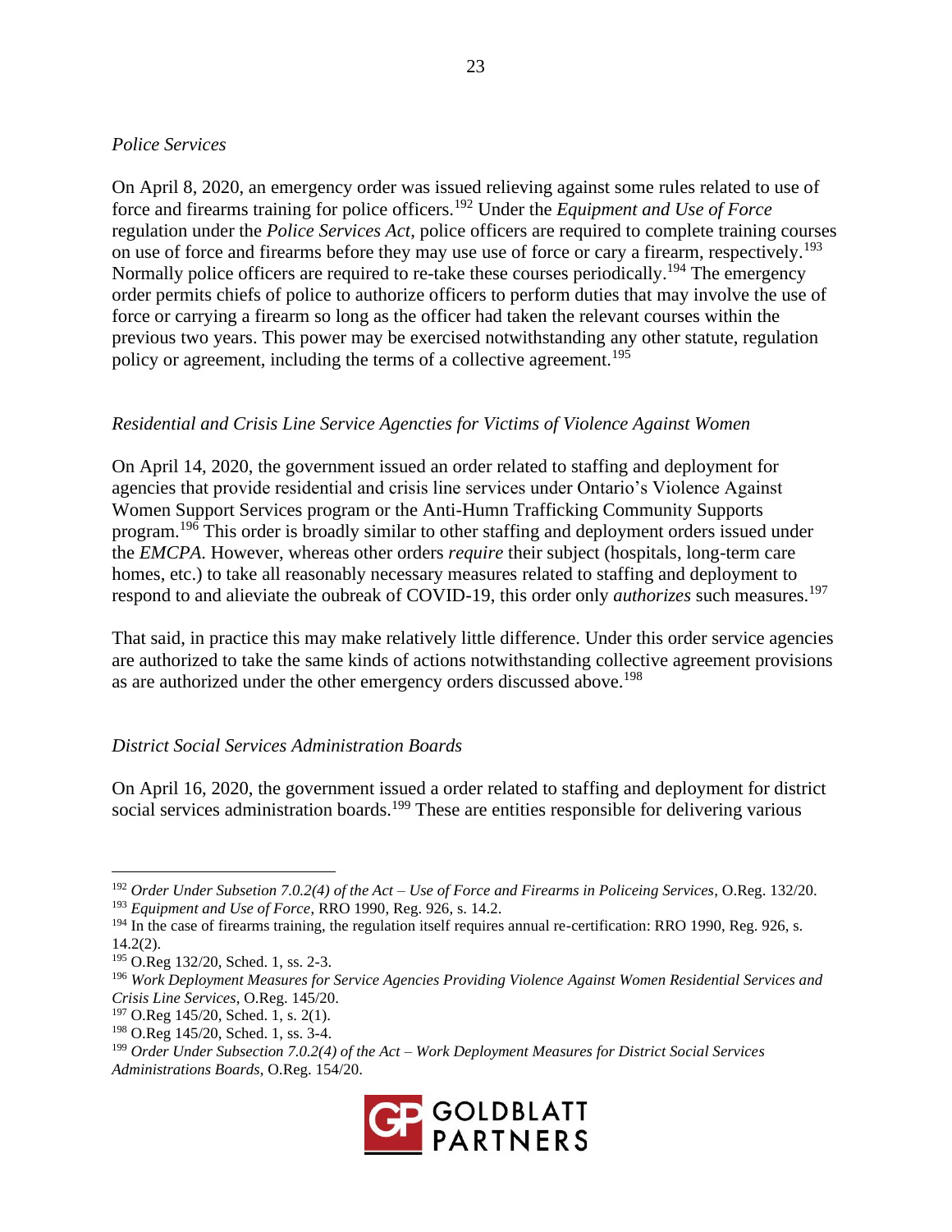*Police Services*

On April 8, 2020, an emergency order was issued relieving against some rules related to use of force and firearms training for police officers.[192] Under the *Equipment and Use of Force* regulation under the *Police Services Act*, police officers are required to complete training courses on use of force and firearms before they may use use of force or cary a firearm, respectively.[193] Normally police officers are required to re-take these courses periodically.[194] The emergency order permits chiefs of police to authorize officers to perform duties that may involve the use of force or carrying a firearm so long as the officer had taken the relevant courses within the previous two years. This power may be exercised notwithstanding any other statute, regulation policy or agreement, including the terms of a collective agreement.[195]

*Residential and Crisis Line Service Agencties for Victims of Violence Against Women*

On April 14, 2020, the government issued an order related to staffing and deployment for agencies that provide residential and crisis line services under Ontario's Violence Against Women Support Services program or the Anti-Humn Trafficking Community Supports program.[196] This order is broadly similar to other staffing and deployment orders issued under the *EMCPA*. However, whereas other orders *require* their subject (hospitals, long-term care homes, etc.) to take all reasonably necessary measures related to staffing and deployment to respond to and alieviate the oubreak of COVID-19, this order only *authorizes* such measures.[197]

That said, in practice this may make relatively little difference. Under this order service agencies are authorized to take the same kinds of actions notwithstanding collective agreement provisions as are authorized under the other emergency orders discussed above.[198]

*District Social Services Administration Boards*

On April 16, 2020, the government issued a order related to staffing and deployment for district social services administration boards.[199] These are entities responsible for delivering various

---

[192] *Order Under Subsetion 7.0.2(4) of the Act – Use of Force and Firearms in Policeing Services*, O.Reg. 132/20.

[193] *Equipment and Use of Force*, RRO 1990, Reg. 926, s. 14.2.

[194] In the case of firearms training, the regulation itself requires annual re-certification: RRO 1990, Reg. 926, s. 14.2(2).

[195] O.Reg 132/20, Sched. 1, ss. 2-3.

[196] *Work Deployment Measures for Service Agencies Providing Violence Against Women Residential Services and Crisis Line Services*, O.Reg. 145/20.

[197] O.Reg 145/20, Sched. 1, s. 2(1).

[198] O.Reg 145/20, Sched. 1, ss. 3-4.

[199] *Order Under Subsection 7.0.2(4) of the Act – Work Deployment Measures for District Social Services Administrations Boards*, O.Reg. 154/20.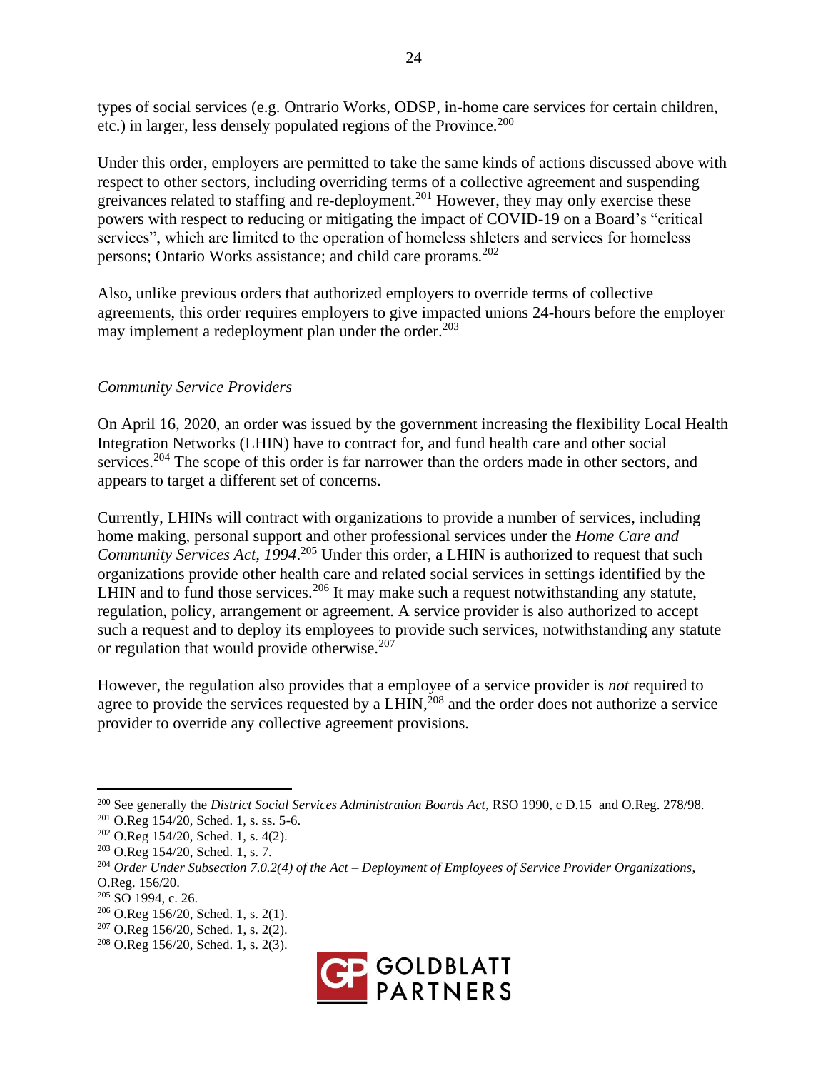types of social services (e.g. Ontrario Works, ODSP, in-home care services for certain children, etc.) in larger, less densely populated regions of the Province.[200]

Under this order, employers are permitted to take the same kinds of actions discussed above with respect to other sectors, including overriding terms of a collective agreement and suspending greivances related to staffing and re-deployment.[201] However, they may only exercise these powers with respect to reducing or mitigating the impact of COVID-19 on a Board's "critical services", which are limited to the operation of homeless shleters and services for homeless persons; Ontario Works assistance; and child care prorams.[202]

Also, unlike previous orders that authorized employers to override terms of collective agreements, this order requires employers to give impacted unions 24-hours before the employer may implement a redeployment plan under the order.[203]

*Community Service Providers*

On April 16, 2020, an order was issued by the government increasing the flexibility Local Health Integration Networks (LHIN) have to contract for, and fund health care and other social services.[204] The scope of this order is far narrower than the orders made in other sectors, and appears to target a different set of concerns.

Currently, LHINs will contract with organizations to provide a number of services, including home making, personal support and other professional services under the *Home Care and Community Services Act, 1994*.[205] Under this order, a LHIN is authorized to request that such organizations provide other health care and related social services in settings identified by the LHIN and to fund those services.[206] It may make such a request notwithstanding any statute, regulation, policy, arrangement or agreement. A service provider is also authorized to accept such a request and to deploy its employees to provide such services, notwithstanding any statute or regulation that would provide otherwise.[207]

However, the regulation also provides that a employee of a service provider is *not* required to agree to provide the services requested by a LHIN,[208] and the order does not authorize a service provider to override any collective agreement provisions.

---

[200] See generally the *District Social Services Administration Boards Act*, RSO 1990, c D.15 and O.Reg. 278/98.
[201] O.Reg 154/20, Sched. 1, s. ss. 5-6.
[202] O.Reg 154/20, Sched. 1, s. 4(2).
[203] O.Reg 154/20, Sched. 1, s. 7.
[204] *Order Under Subsection 7.0.2(4) of the Act – Deployment of Employees of Service Provider Organizations*, O.Reg. 156/20.
[205] SO 1994, c. 26.
[206] O.Reg 156/20, Sched. 1, s. 2(1).
[207] O.Reg 156/20, Sched. 1, s. 2(2).
[208] O.Reg 156/20, Sched. 1, s. 2(3).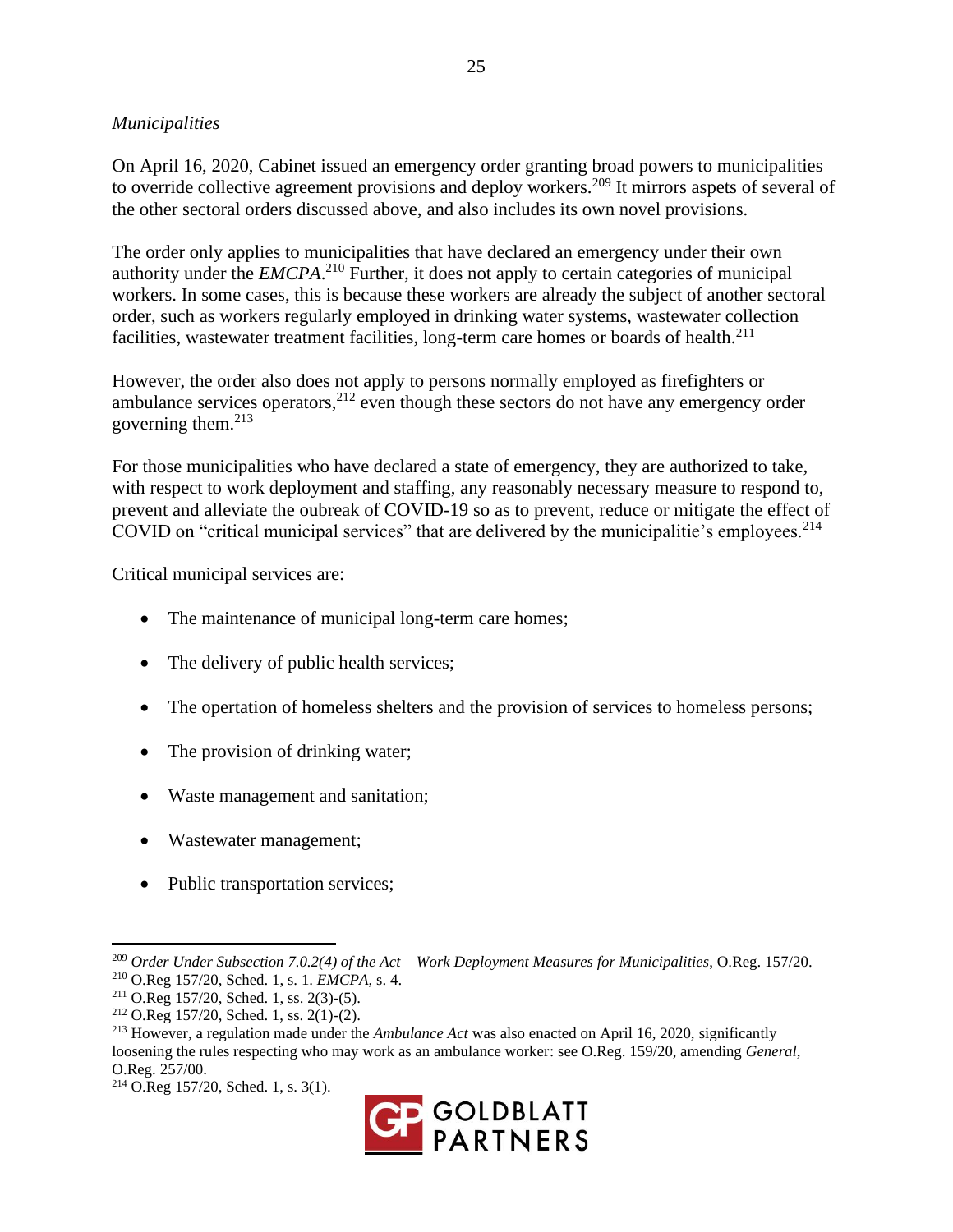*Municipalities*

On April 16, 2020, Cabinet issued an emergency order granting broad powers to municipalities to override collective agreement provisions and deploy workers.[209] It mirrors aspets of several of the other sectoral orders discussed above, and also includes its own novel provisions.

The order only applies to municipalities that have declared an emergency under their own authority under the *EMCPA*.[210] Further, it does not apply to certain categories of municipal workers. In some cases, this is because these workers are already the subject of another sectoral order, such as workers regularly employed in drinking water systems, wastewater collection facilities, wastewater treatment facilities, long-term care homes or boards of health.[211]

However, the order also does not apply to persons normally employed as firefighters or ambulance services operators,[212] even though these sectors do not have any emergency order governing them.[213]

For those municipalities who have declared a state of emergency, they are authorized to take, with respect to work deployment and staffing, any reasonably necessary measure to respond to, prevent and alleviate the oubreak of COVID-19 so as to prevent, reduce or mitigate the effect of COVID on "critical municipal services" that are delivered by the municipalitie's employees.[214]

Critical municipal services are:

- The maintenance of municipal long-term care homes;
- The delivery of public health services;
- The opertation of homeless shelters and the provision of services to homeless persons;
- The provision of drinking water;
- Waste management and sanitation;
- Wastewater management;
- Public transportation services;

---

[209] *Order Under Subsection 7.0.2(4) of the Act – Work Deployment Measures for Municipalities*, O.Reg. 157/20.

[210] O.Reg 157/20, Sched. 1, s. 1. *EMCPA*, s. 4.

[211] O.Reg 157/20, Sched. 1, ss. 2(3)-(5).

[212] O.Reg 157/20, Sched. 1, ss. 2(1)-(2).

[213] However, a regulation made under the *Ambulance Act* was also enacted on April 16, 2020, significantly loosening the rules respecting who may work as an ambulance worker: see O.Reg. 159/20, amending *General*, O.Reg. 257/00.

[214] O.Reg 157/20, Sched. 1, s. 3(1).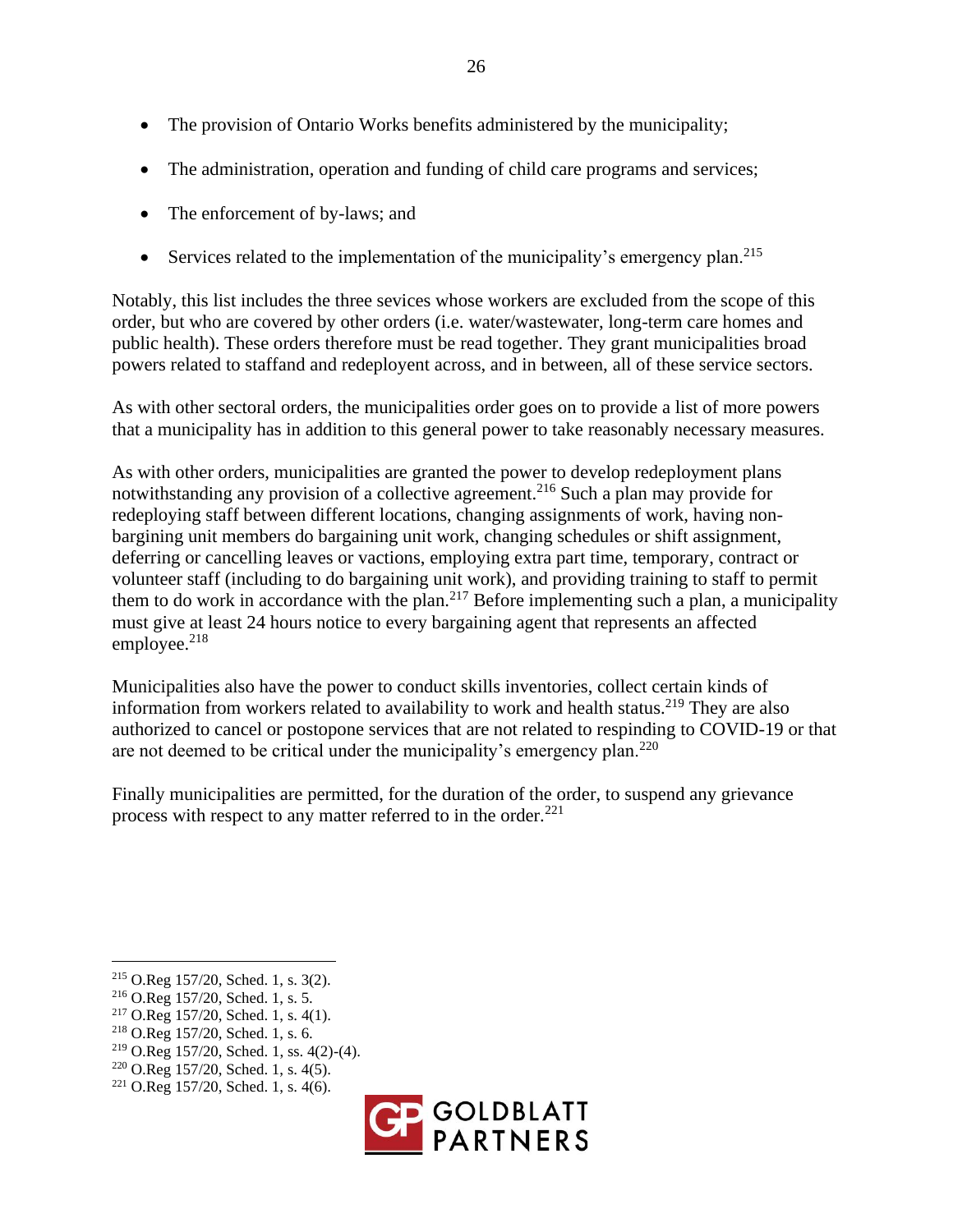- The provision of Ontario Works benefits administered by the municipality;
- The administration, operation and funding of child care programs and services;
- The enforcement of by-laws; and
- Services related to the implementation of the municipality's emergency plan.[215]

Notably, this list includes the three sevices whose workers are excluded from the scope of this order, but who are covered by other orders (i.e. water/wastewater, long-term care homes and public health). These orders therefore must be read together. They grant municipalities broad powers related to staffand and redeployent across, and in between, all of these service sectors.

As with other sectoral orders, the municipalities order goes on to provide a list of more powers that a municipality has in addition to this general power to take reasonably necessary measures.

As with other orders, municipalities are granted the power to develop redeployment plans notwithstanding any provision of a collective agreement.[216] Such a plan may provide for redeploying staff between different locations, changing assignments of work, having non-bargining unit members do bargaining unit work, changing schedules or shift assignment, deferring or cancelling leaves or vactions, employing extra part time, temporary, contract or volunteer staff (including to do bargaining unit work), and providing training to staff to permit them to do work in accordance with the plan.[217] Before implementing such a plan, a municipality must give at least 24 hours notice to every bargaining agent that represents an affected employee.[218]

Municipalities also have the power to conduct skills inventories, collect certain kinds of information from workers related to availability to work and health status.[219] They are also authorized to cancel or postopone services that are not related to respinding to COVID-19 or that are not deemed to be critical under the municipality's emergency plan.[220]

Finally municipalities are permitted, for the duration of the order, to suspend any grievance process with respect to any matter referred to in the order.[221]

---

[215] O.Reg 157/20, Sched. 1, s. 3(2).

[216] O.Reg 157/20, Sched. 1, s. 5.

[217] O.Reg 157/20, Sched. 1, s. 4(1).

[218] O.Reg 157/20, Sched. 1, s. 6.

[219] O.Reg 157/20, Sched. 1, ss. 4(2)-(4).

[220] O.Reg 157/20, Sched. 1, s. 4(5).

[221] O.Reg 157/20, Sched. 1, s. 4(6).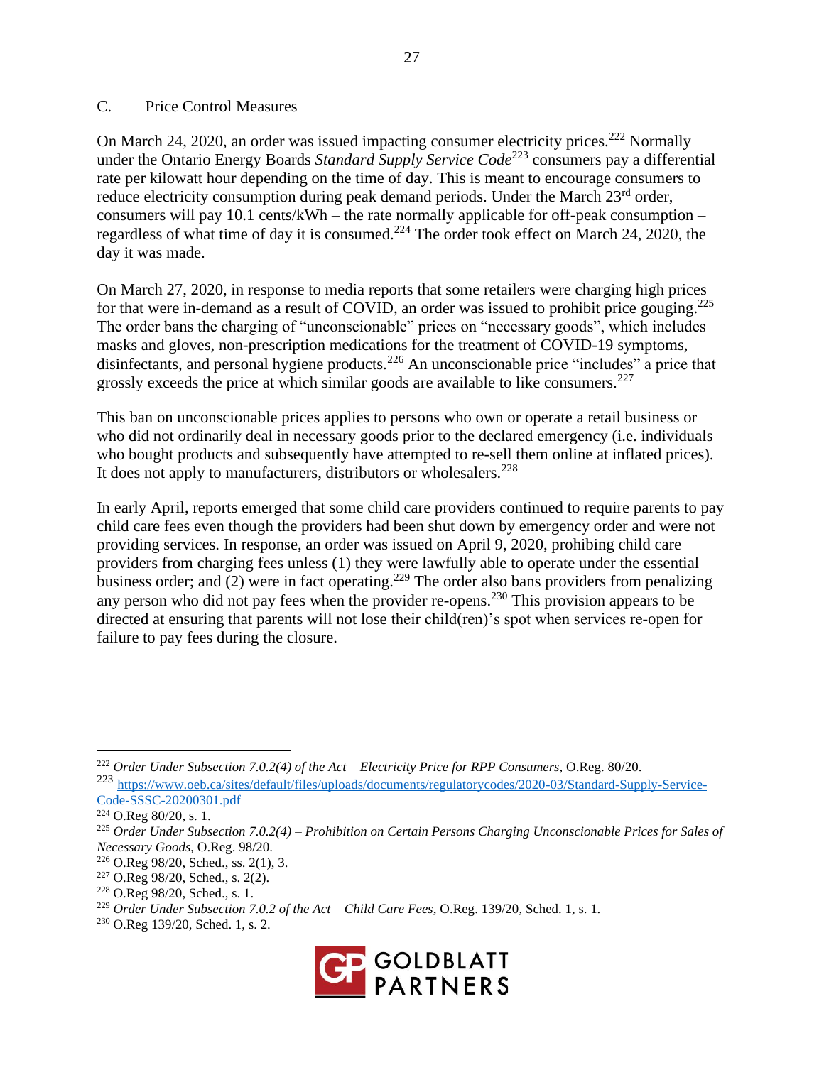## C. Price Control Measures

On March 24, 2020, an order was issued impacting consumer electricity prices.[222] Normally under the Ontario Energy Boards *Standard Supply Service Code*[223] consumers pay a differential rate per kilowatt hour depending on the time of day. This is meant to encourage consumers to reduce electricity consumption during peak demand periods. Under the March 23rd order, consumers will pay 10.1 cents/kWh – the rate normally applicable for off-peak consumption – regardless of what time of day it is consumed.[224] The order took effect on March 24, 2020, the day it was made.

On March 27, 2020, in response to media reports that some retailers were charging high prices for that were in-demand as a result of COVID, an order was issued to prohibit price gouging.[225] The order bans the charging of "unconscionable" prices on "necessary goods", which includes masks and gloves, non-prescription medications for the treatment of COVID-19 symptoms, disinfectants, and personal hygiene products.[226] An unconscionable price "includes" a price that grossly exceeds the price at which similar goods are available to like consumers.[227]

This ban on unconscionable prices applies to persons who own or operate a retail business or who did not ordinarily deal in necessary goods prior to the declared emergency (i.e. individuals who bought products and subsequently have attempted to re-sell them online at inflated prices). It does not apply to manufacturers, distributors or wholesalers.[228]

In early April, reports emerged that some child care providers continued to require parents to pay child care fees even though the providers had been shut down by emergency order and were not providing services. In response, an order was issued on April 9, 2020, prohibiting child care providers from charging fees unless (1) they were lawfully able to operate under the essential business order; and (2) were in fact operating.[229] The order also bans providers from penalizing any person who did not pay fees when the provider re-opens.[230] This provision appears to be directed at ensuring that parents will not lose their child(ren)'s spot when services re-open for failure to pay fees during the closure.

---

[222] *Order Under Subsection 7.0.2(4) of the Act – Electricity Price for RPP Consumers*, O.Reg. 80/20.

[223] https://www.oeb.ca/sites/default/files/uploads/documents/regulatorycodes/2020-03/Standard-Supply-Service-Code-SSSC-20200301.pdf

[224] O.Reg 80/20, s. 1.

[225] *Order Under Subsection 7.0.2(4) – Prohibition on Certain Persons Charging Unconscionable Prices for Sales of Necessary Goods*, O.Reg. 98/20.

[226] O.Reg 98/20, Sched., ss. 2(1), 3.

[227] O.Reg 98/20, Sched., s. 2(2).

[228] O.Reg 98/20, Sched., s. 1.

[229] *Order Under Subsection 7.0.2 of the Act – Child Care Fees*, O.Reg. 139/20, Sched. 1, s. 1.

[230] O.Reg 139/20, Sched. 1, s. 2.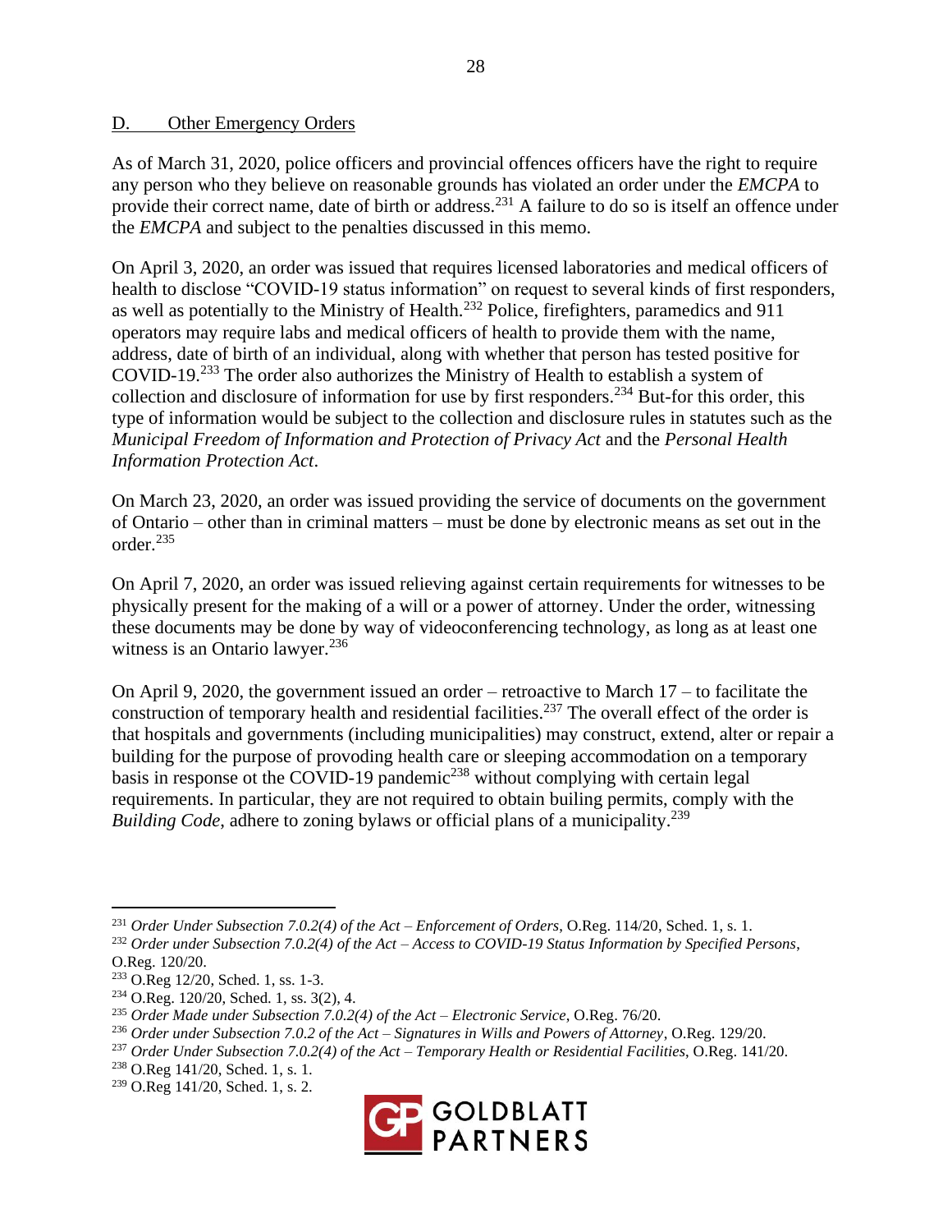## D. Other Emergency Orders

As of March 31, 2020, police officers and provincial offences officers have the right to require any person who they believe on reasonable grounds has violated an order under the *EMCPA* to provide their correct name, date of birth or address.[231] A failure to do so is itself an offence under the *EMCPA* and subject to the penalties discussed in this memo.

On April 3, 2020, an order was issued that requires licensed laboratories and medical officers of health to disclose "COVID-19 status information" on request to several kinds of first responders, as well as potentially to the Ministry of Health.[232] Police, firefighters, paramedics and 911 operators may require labs and medical officers of health to provide them with the name, address, date of birth of an individual, along with whether that person has tested positive for COVID-19.[233] The order also authorizes the Ministry of Health to establish a system of collection and disclosure of information for use by first responders.[234] But-for this order, this type of information would be subject to the collection and disclosure rules in statutes such as the *Municipal Freedom of Information and Protection of Privacy Act* and the *Personal Health Information Protection Act*.

On March 23, 2020, an order was issued providing the service of documents on the government of Ontario – other than in criminal matters – must be done by electronic means as set out in the order.[235]

On April 7, 2020, an order was issued relieving against certain requirements for witnesses to be physically present for the making of a will or a power of attorney. Under the order, witnessing these documents may be done by way of videoconferencing technology, as long as at least one witness is an Ontario lawyer.[236]

On April 9, 2020, the government issued an order – retroactive to March 17 – to facilitate the construction of temporary health and residential facilities.[237] The overall effect of the order is that hospitals and governments (including municipalities) may construct, extend, alter or repair a building for the purpose of provoding health care or sleeping accommodation on a temporary basis in response ot the COVID-19 pandemic[238] without complying with certain legal requirements. In particular, they are not required to obtain builing permits, comply with the *Building Code*, adhere to zoning bylaws or official plans of a municipality.[239]

---

[231] *Order Under Subsection 7.0.2(4) of the Act – Enforcement of Orders*, O.Reg. 114/20, Sched. 1, s. 1.

[232] *Order under Subsection 7.0.2(4) of the Act – Access to COVID-19 Status Information by Specified Persons*, O.Reg. 120/20.

[233] O.Reg 12/20, Sched. 1, ss. 1-3.

[234] O.Reg. 120/20, Sched. 1, ss. 3(2), 4.

[235] *Order Made under Subsection 7.0.2(4) of the Act – Electronic Service*, O.Reg. 76/20.

[236] *Order under Subsection 7.0.2 of the Act – Signatures in Wills and Powers of Attorney*, O.Reg. 129/20.

[237] *Order Under Subsection 7.0.2(4) of the Act – Temporary Health or Residential Facilities*, O.Reg. 141/20.

[238] O.Reg 141/20, Sched. 1, s. 1.

[239] O.Reg 141/20, Sched. 1, s. 2.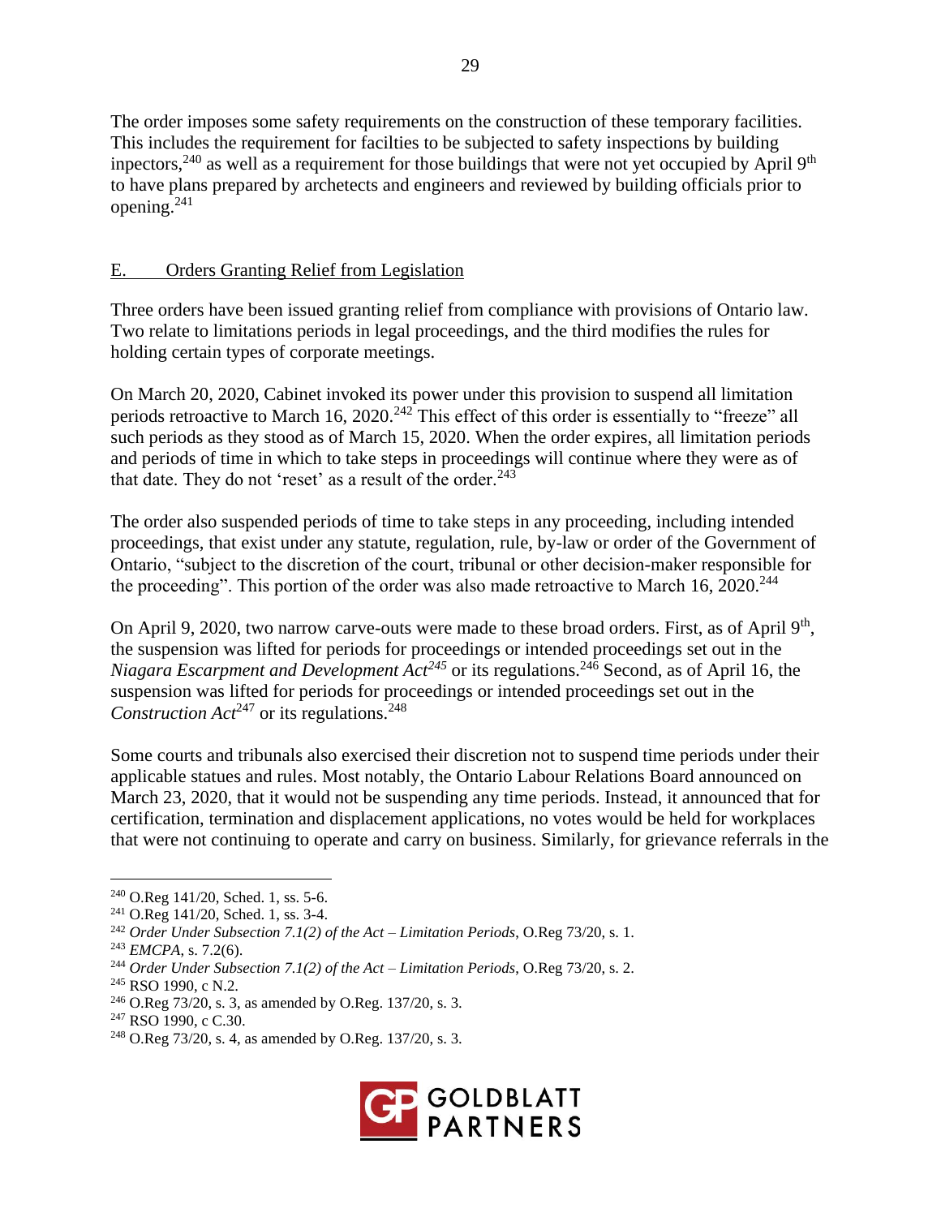The order imposes some safety requirements on the construction of these temporary facilities. This includes the requirement for facilties to be subjected to safety inspections by building inpectors,[240] as well as a requirement for those buildings that were not yet occupied by April 9th to have plans prepared by archetects and engineers and reviewed by building officials prior to opening.[241]

## E. Orders Granting Relief from Legislation

Three orders have been issued granting relief from compliance with provisions of Ontario law. Two relate to limitations periods in legal proceedings, and the third modifies the rules for holding certain types of corporate meetings.

On March 20, 2020, Cabinet invoked its power under this provision to suspend all limitation periods retroactive to March 16, 2020.[242] This effect of this order is essentially to "freeze" all such periods as they stood as of March 15, 2020. When the order expires, all limitation periods and periods of time in which to take steps in proceedings will continue where they were as of that date. They do not 'reset' as a result of the order.[243]

The order also suspended periods of time to take steps in any proceeding, including intended proceedings, that exist under any statute, regulation, rule, by-law or order of the Government of Ontario, "subject to the discretion of the court, tribunal or other decision-maker responsible for the proceeding". This portion of the order was also made retroactive to March 16, 2020.[244]

On April 9, 2020, two narrow carve-outs were made to these broad orders. First, as of April 9th, the suspension was lifted for periods for proceedings or intended proceedings set out in the *Niagara Escarpment and Development Act*[245] or its regulations.[246] Second, as of April 16, the suspension was lifted for periods for proceedings or intended proceedings set out in the *Construction Act*[247] or its regulations.[248]

Some courts and tribunals also exercised their discretion not to suspend time periods under their applicable statues and rules. Most notably, the Ontario Labour Relations Board announced on March 23, 2020, that it would not be suspending any time periods. Instead, it announced that for certification, termination and displacement applications, no votes would be held for workplaces that were not continuing to operate and carry on business. Similarly, for grievance referrals in the

---

[240] O.Reg 141/20, Sched. 1, ss. 5-6.

[241] O.Reg 141/20, Sched. 1, ss. 3-4.

[242] *Order Under Subsection 7.1(2) of the Act – Limitation Periods*, O.Reg 73/20, s. 1.

[243] *EMCPA*, s. 7.2(6).

[244] *Order Under Subsection 7.1(2) of the Act – Limitation Periods*, O.Reg 73/20, s. 2.

[245] RSO 1990, c N.2.

[246] O.Reg 73/20, s. 3, as amended by O.Reg. 137/20, s. 3.

[247] RSO 1990, c C.30.

[248] O.Reg 73/20, s. 4, as amended by O.Reg. 137/20, s. 3.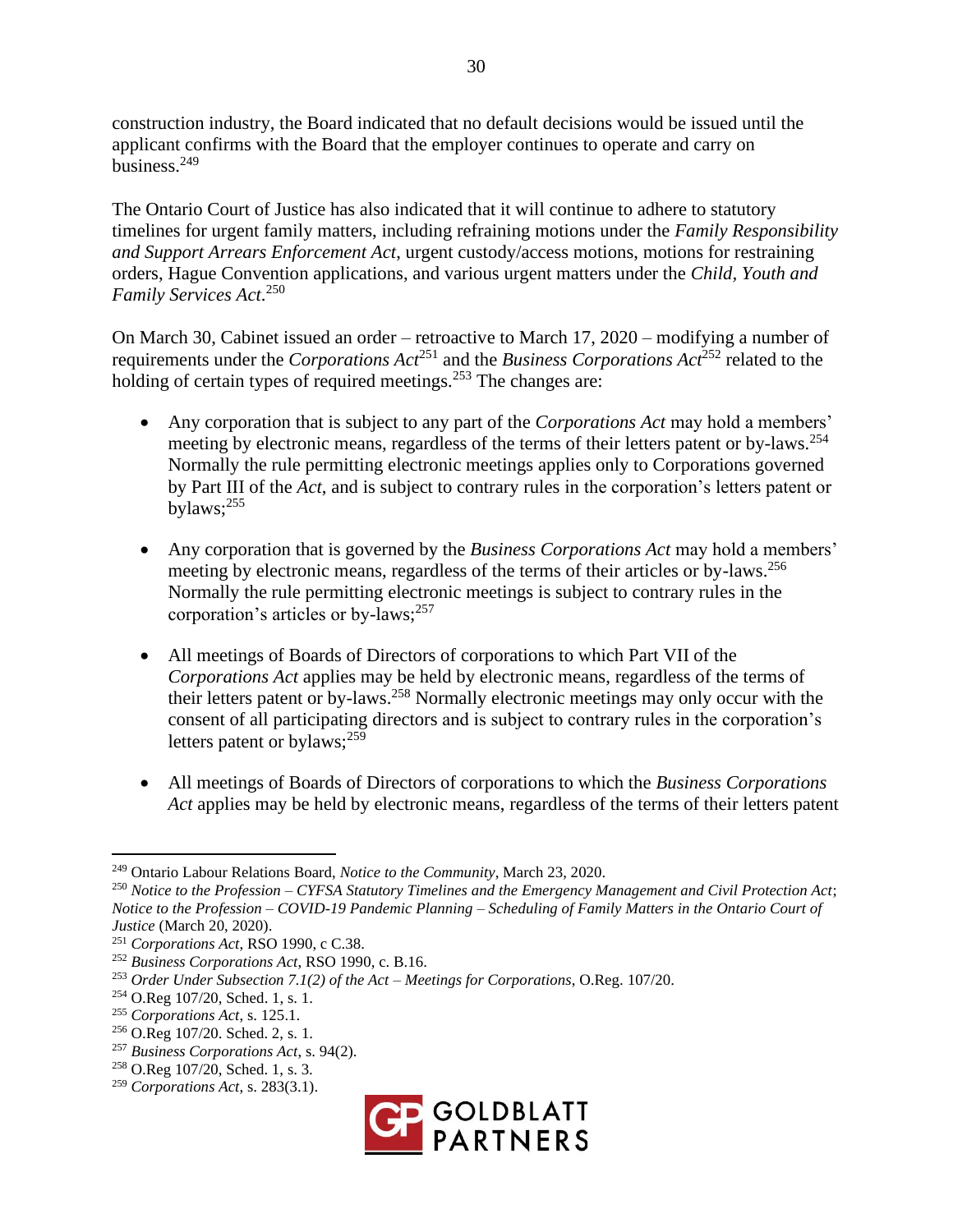construction industry, the Board indicated that no default decisions would be issued until the applicant confirms with the Board that the employer continues to operate and carry on business.[249]

The Ontario Court of Justice has also indicated that it will continue to adhere to statutory timelines for urgent family matters, including refraining motions under the *Family Responsibility and Support Arrears Enforcement Act*, urgent custody/access motions, motions for restraining orders, Hague Convention applications, and various urgent matters under the *Child, Youth and Family Services Act*.[250]

On March 30, Cabinet issued an order – retroactive to March 17, 2020 – modifying a number of requirements under the *Corporations Act*[251] and the *Business Corporations Act*[252] related to the holding of certain types of required meetings.[253] The changes are:

- Any corporation that is subject to any part of the *Corporations Act* may hold a members' meeting by electronic means, regardless of the terms of their letters patent or by-laws.[254] Normally the rule permitting electronic meetings applies only to Corporations governed by Part III of the *Act*, and is subject to contrary rules in the corporation's letters patent or bylaws;[255]

- Any corporation that is governed by the *Business Corporations Act* may hold a members' meeting by electronic means, regardless of the terms of their articles or by-laws.[256] Normally the rule permitting electronic meetings is subject to contrary rules in the corporation's articles or by-laws;[257]

- All meetings of Boards of Directors of corporations to which Part VII of the *Corporations Act* applies may be held by electronic means, regardless of the terms of their letters patent or by-laws.[258] Normally electronic meetings may only occur with the consent of all participating directors and is subject to contrary rules in the corporation's letters patent or bylaws;[259]

- All meetings of Boards of Directors of corporations to which the *Business Corporations Act* applies may be held by electronic means, regardless of the terms of their letters patent

---

[249] Ontario Labour Relations Board, *Notice to the Community*, March 23, 2020.

[250] *Notice to the Profession – CYFSA Statutory Timelines and the Emergency Management and Civil Protection Act*; *Notice to the Profession – COVID-19 Pandemic Planning – Scheduling of Family Matters in the Ontario Court of Justice* (March 20, 2020).

[251] *Corporations Act*, RSO 1990, c C.38.

[252] *Business Corporations Act*, RSO 1990, c. B.16.

[253] *Order Under Subsection 7.1(2) of the Act – Meetings for Corporations*, O.Reg. 107/20.

[254] O.Reg 107/20, Sched. 1, s. 1.

[255] *Corporations Act*, s. 125.1.

[256] O.Reg 107/20. Sched. 2, s. 1.

[257] *Business Corporations Act*, s. 94(2).

[258] O.Reg 107/20, Sched. 1, s. 3.

[259] *Corporations Act*, s. 283(3.1).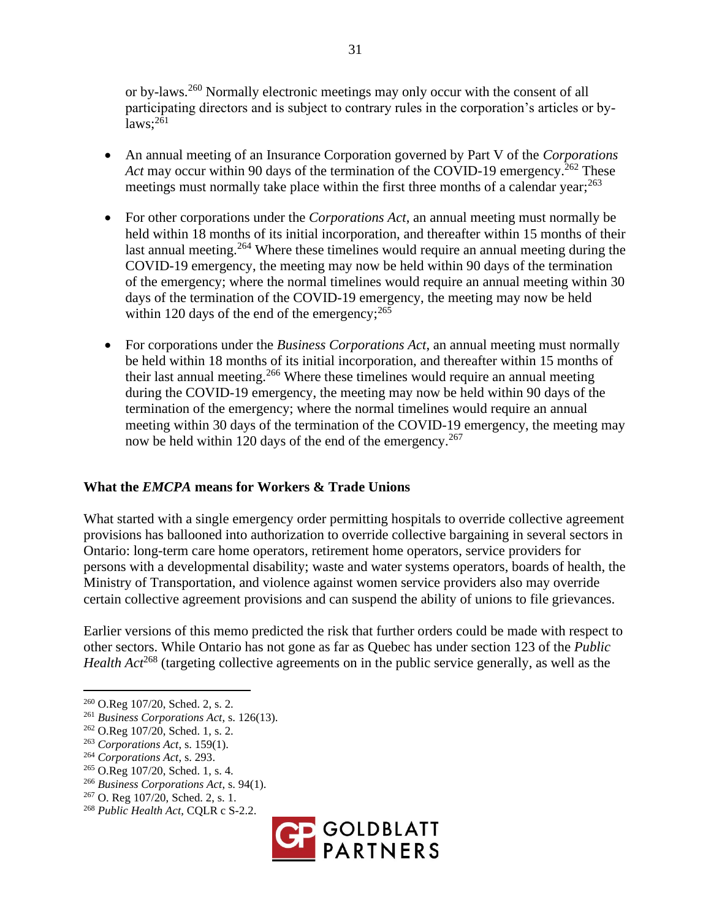or by-laws.[260] Normally electronic meetings may only occur with the consent of all participating directors and is subject to contrary rules in the corporation's articles or by-laws;[261]

- An annual meeting of an Insurance Corporation governed by Part V of the *Corporations Act* may occur within 90 days of the termination of the COVID-19 emergency.[262] These meetings must normally take place within the first three months of a calendar year;[263]

- For other corporations under the *Corporations Act*, an annual meeting must normally be held within 18 months of its initial incorporation, and thereafter within 15 months of their last annual meeting.[264] Where these timelines would require an annual meeting during the COVID-19 emergency, the meeting may now be held within 90 days of the termination of the emergency; where the normal timelines would require an annual meeting within 30 days of the termination of the COVID-19 emergency, the meeting may now be held within 120 days of the end of the emergency;[265]

- For corporations under the *Business Corporations Act*, an annual meeting must normally be held within 18 months of its initial incorporation, and thereafter within 15 months of their last annual meeting.[266] Where these timelines would require an annual meeting during the COVID-19 emergency, the meeting may now be held within 90 days of the termination of the emergency; where the normal timelines would require an annual meeting within 30 days of the termination of the COVID-19 emergency, the meeting may now be held within 120 days of the end of the emergency.[267]

## What the *EMCPA* means for Workers & Trade Unions

What started with a single emergency order permitting hospitals to override collective agreement provisions has ballooned into authorization to override collective bargaining in several sectors in Ontario: long-term care home operators, retirement home operators, service providers for persons with a developmental disability; waste and water systems operators, boards of health, the Ministry of Transportation, and violence against women service providers also may override certain collective agreement provisions and can suspend the ability of unions to file grievances.

Earlier versions of this memo predicted the risk that further orders could be made with respect to other sectors. While Ontario has not gone as far as Quebec has under section 123 of the *Public Health Act*[268] (targeting collective agreements on in the public service generally, as well as the

---

[260] O.Reg 107/20, Sched. 2, s. 2.
[261] *Business Corporations Act*, s. 126(13).
[262] O.Reg 107/20, Sched. 1, s. 2.
[263] *Corporations Act*, s. 159(1).
[264] *Corporations Act*, s. 293.
[265] O.Reg 107/20, Sched. 1, s. 4.
[266] *Business Corporations Act*, s. 94(1).
[267] O. Reg 107/20, Sched. 2, s. 1.
[268] *Public Health Act*, CQLR c S-2.2.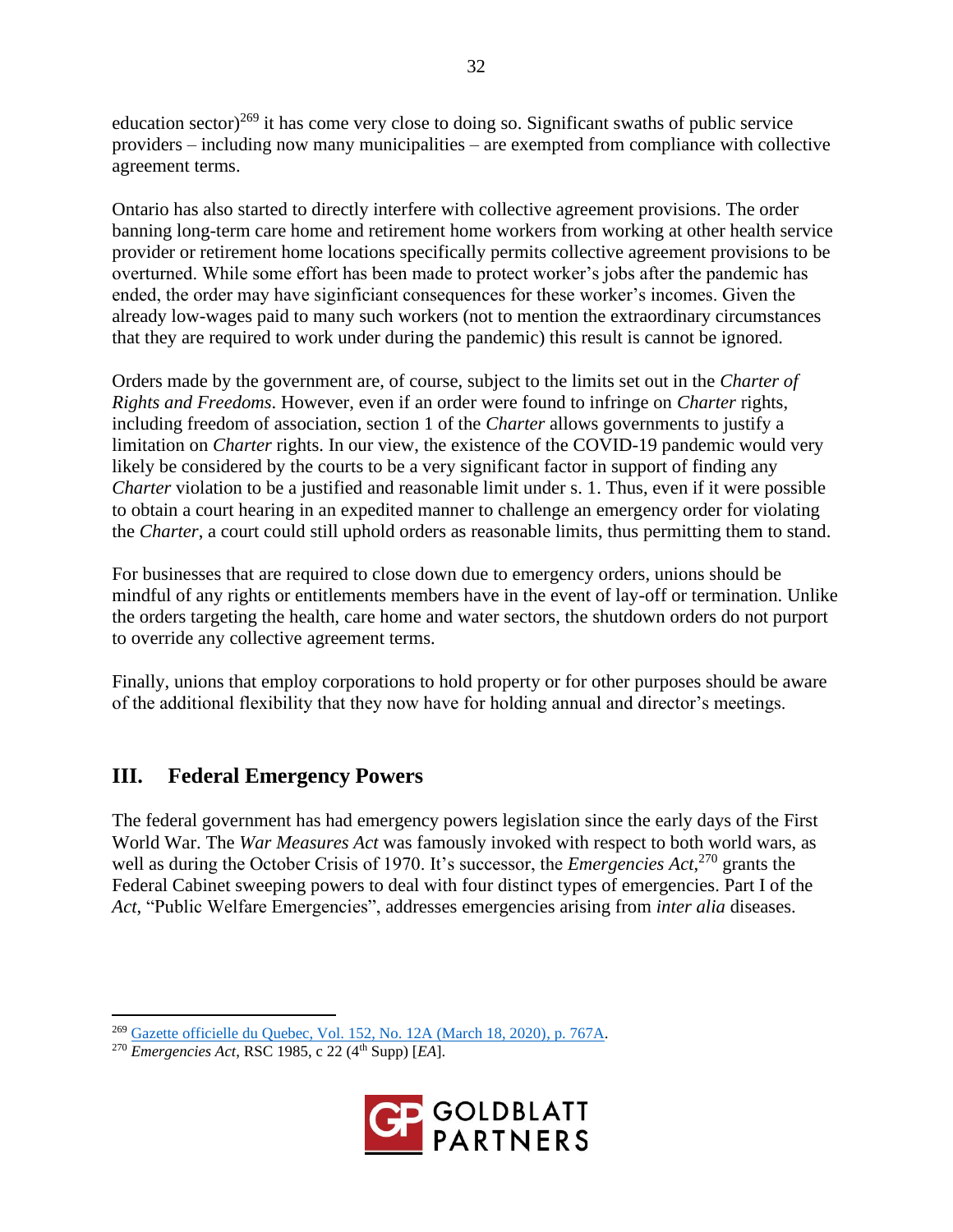education sector)[269] it has come very close to doing so. Significant swaths of public service providers – including now many municipalities – are exempted from compliance with collective agreement terms.

Ontario has also started to directly interfere with collective agreement provisions. The order banning long-term care home and retirement home workers from working at other health service provider or retirement home locations specifically permits collective agreement provisions to be overturned. While some effort has been made to protect worker's jobs after the pandemic has ended, the order may have siginficiant consequences for these worker's incomes. Given the already low-wages paid to many such workers (not to mention the extraordinary circumstances that they are required to work under during the pandemic) this result is cannot be ignored.

Orders made by the government are, of course, subject to the limits set out in the *Charter of Rights and Freedoms*. However, even if an order were found to infringe on *Charter* rights, including freedom of association, section 1 of the *Charter* allows governments to justify a limitation on *Charter* rights. In our view, the existence of the COVID-19 pandemic would very likely be considered by the courts to be a very significant factor in support of finding any *Charter* violation to be a justified and reasonable limit under s. 1. Thus, even if it were possible to obtain a court hearing in an expedited manner to challenge an emergency order for violating the *Charter*, a court could still uphold orders as reasonable limits, thus permitting them to stand.

For businesses that are required to close down due to emergency orders, unions should be mindful of any rights or entitlements members have in the event of lay-off or termination. Unlike the orders targeting the health, care home and water sectors, the shutdown orders do not purport to override any collective agreement terms.

Finally, unions that employ corporations to hold property or for other purposes should be aware of the additional flexibility that they now have for holding annual and director's meetings.

## III. Federal Emergency Powers

The federal government has had emergency powers legislation since the early days of the First World War. The *War Measures Act* was famously invoked with respect to both world wars, as well as during the October Crisis of 1970. It's successor, the *Emergencies Act*,[270] grants the Federal Cabinet sweeping powers to deal with four distinct types of emergencies. Part I of the *Act*, "Public Welfare Emergencies", addresses emergencies arising from *inter alia* diseases.

---

[269] Gazette officielle du Quebec, Vol. 152, No. 12A (March 18, 2020), p. 767A.

[270] *Emergencies Act*, RSC 1985, c 22 (4th Supp) [*EA*].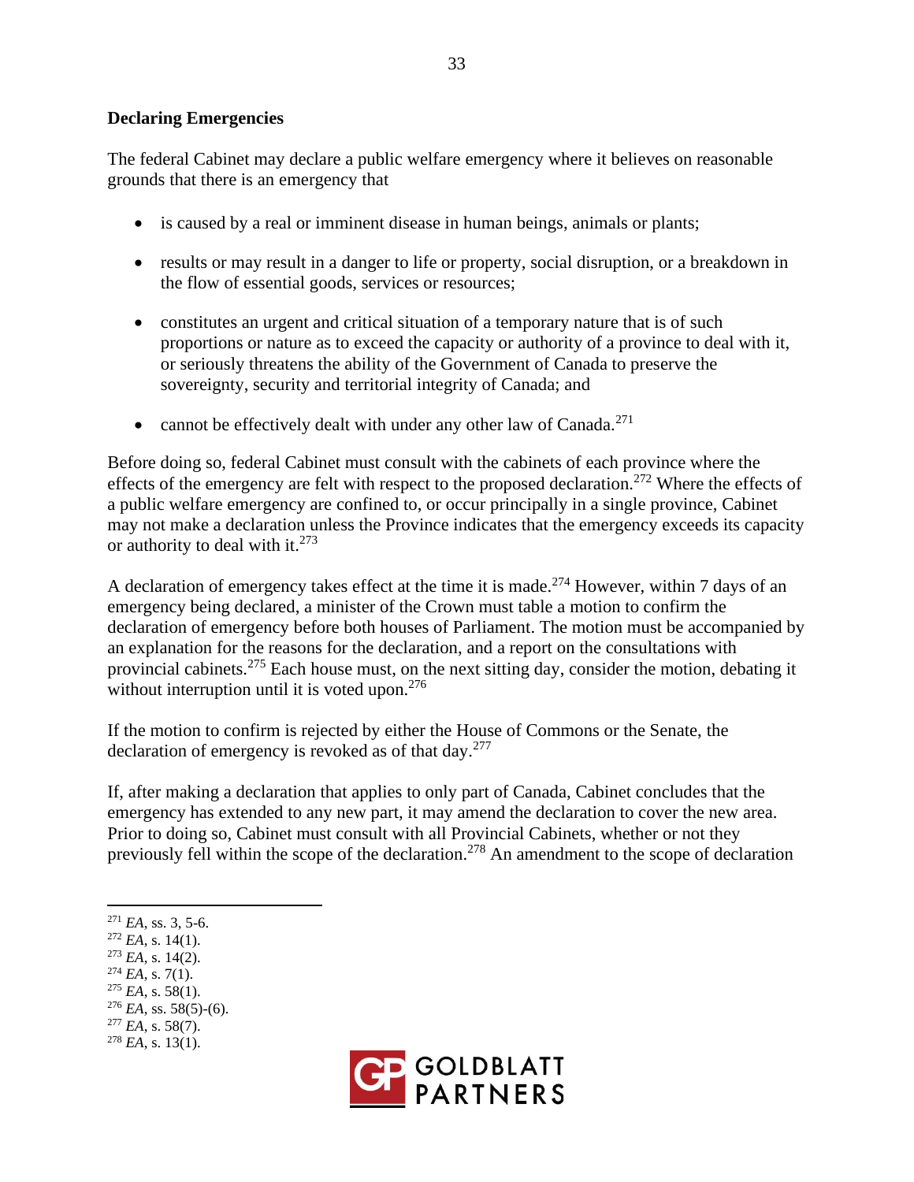### Declaring Emergencies

The federal Cabinet may declare a public welfare emergency where it believes on reasonable grounds that there is an emergency that

- is caused by a real or imminent disease in human beings, animals or plants;
- results or may result in a danger to life or property, social disruption, or a breakdown in the flow of essential goods, services or resources;
- constitutes an urgent and critical situation of a temporary nature that is of such proportions or nature as to exceed the capacity or authority of a province to deal with it, or seriously threatens the ability of the Government of Canada to preserve the sovereignty, security and territorial integrity of Canada; and
- cannot be effectively dealt with under any other law of Canada.[271]

Before doing so, federal Cabinet must consult with the cabinets of each province where the effects of the emergency are felt with respect to the proposed declaration.[272] Where the effects of a public welfare emergency are confined to, or occur principally in a single province, Cabinet may not make a declaration unless the Province indicates that the emergency exceeds its capacity or authority to deal with it.[273]

A declaration of emergency takes effect at the time it is made.[274] However, within 7 days of an emergency being declared, a minister of the Crown must table a motion to confirm the declaration of emergency before both houses of Parliament. The motion must be accompanied by an explanation for the reasons for the declaration, and a report on the consultations with provincial cabinets.[275] Each house must, on the next sitting day, consider the motion, debating it without interruption until it is voted upon.[276]

If the motion to confirm is rejected by either the House of Commons or the Senate, the declaration of emergency is revoked as of that day.[277]

If, after making a declaration that applies to only part of Canada, Cabinet concludes that the emergency has extended to any new part, it may amend the declaration to cover the new area. Prior to doing so, Cabinet must consult with all Provincial Cabinets, whether or not they previously fell within the scope of the declaration.[278] An amendment to the scope of declaration

---

[271] *EA*, ss. 3, 5-6.
[272] *EA*, s. 14(1).
[273] *EA*, s. 14(2).
[274] *EA*, s. 7(1).
[275] *EA*, s. 58(1).
[276] *EA*, ss. 58(5)-(6).
[277] *EA*, s. 58(7).
[278] *EA*, s. 13(1).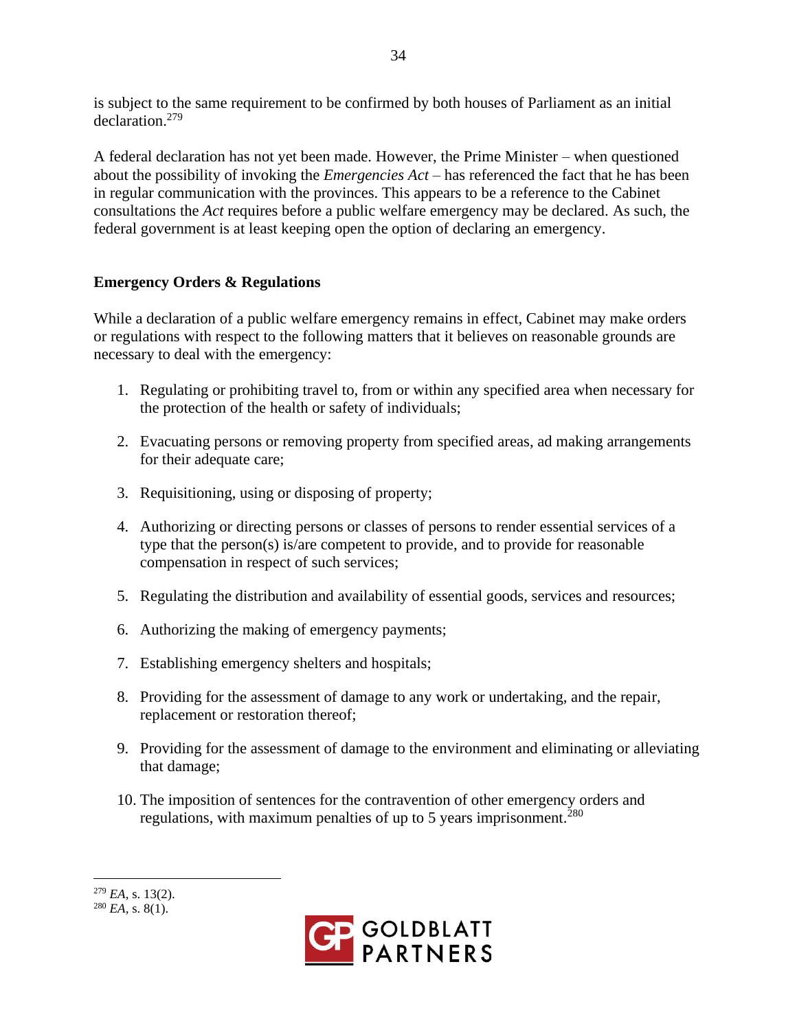is subject to the same requirement to be confirmed by both houses of Parliament as an initial declaration.[279]

A federal declaration has not yet been made. However, the Prime Minister – when questioned about the possibility of invoking the *Emergencies Act* – has referenced the fact that he has been in regular communication with the provinces. This appears to be a reference to the Cabinet consultations the *Act* requires before a public welfare emergency may be declared. As such, the federal government is at least keeping open the option of declaring an emergency.

**Emergency Orders & Regulations**

While a declaration of a public welfare emergency remains in effect, Cabinet may make orders or regulations with respect to the following matters that it believes on reasonable grounds are necessary to deal with the emergency:

1. Regulating or prohibiting travel to, from or within any specified area when necessary for the protection of the health or safety of individuals;

2. Evacuating persons or removing property from specified areas, ad making arrangements for their adequate care;

3. Requisitioning, using or disposing of property;

4. Authorizing or directing persons or classes of persons to render essential services of a type that the person(s) is/are competent to provide, and to provide for reasonable compensation in respect of such services;

5. Regulating the distribution and availability of essential goods, services and resources;

6. Authorizing the making of emergency payments;

7. Establishing emergency shelters and hospitals;

8. Providing for the assessment of damage to any work or undertaking, and the repair, replacement or restoration thereof;

9. Providing for the assessment of damage to the environment and eliminating or alleviating that damage;

10. The imposition of sentences for the contravention of other emergency orders and regulations, with maximum penalties of up to 5 years imprisonment.[280]

---

[279] *EA*, s. 13(2).
[280] *EA*, s. 8(1).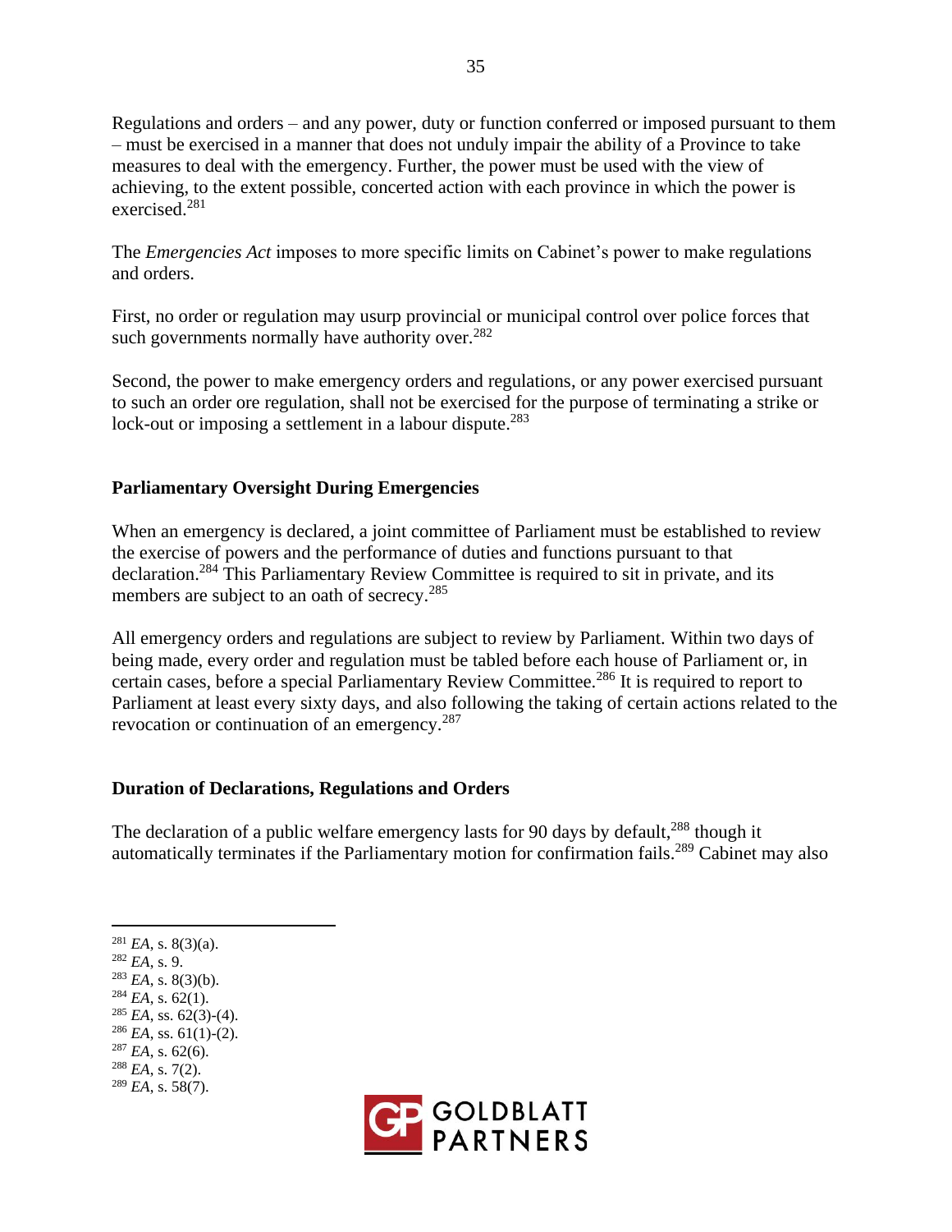Regulations and orders – and any power, duty or function conferred or imposed pursuant to them – must be exercised in a manner that does not unduly impair the ability of a Province to take measures to deal with the emergency. Further, the power must be used with the view of achieving, to the extent possible, concerted action with each province in which the power is exercised.[281]

The *Emergencies Act* imposes to more specific limits on Cabinet's power to make regulations and orders.

First, no order or regulation may usurp provincial or municipal control over police forces that such governments normally have authority over.[282]

Second, the power to make emergency orders and regulations, or any power exercised pursuant to such an order ore regulation, shall not be exercised for the purpose of terminating a strike or lock-out or imposing a settlement in a labour dispute.[283]

**Parliamentary Oversight During Emergencies**

When an emergency is declared, a joint committee of Parliament must be established to review the exercise of powers and the performance of duties and functions pursuant to that declaration.[284] This Parliamentary Review Committee is required to sit in private, and its members are subject to an oath of secrecy.[285]

All emergency orders and regulations are subject to review by Parliament. Within two days of being made, every order and regulation must be tabled before each house of Parliament or, in certain cases, before a special Parliamentary Review Committee.[286] It is required to report to Parliament at least every sixty days, and also following the taking of certain actions related to the revocation or continuation of an emergency.[287]

**Duration of Declarations, Regulations and Orders**

The declaration of a public welfare emergency lasts for 90 days by default,[288] though it automatically terminates if the Parliamentary motion for confirmation fails.[289] Cabinet may also

---

[281] *EA*, s. 8(3)(a).
[282] *EA*, s. 9.
[283] *EA*, s. 8(3)(b).
[284] *EA*, s. 62(1).
[285] *EA*, ss. 62(3)-(4).
[286] *EA*, ss. 61(1)-(2).
[287] *EA*, s. 62(6).
[288] *EA*, s. 7(2).
[289] *EA*, s. 58(7).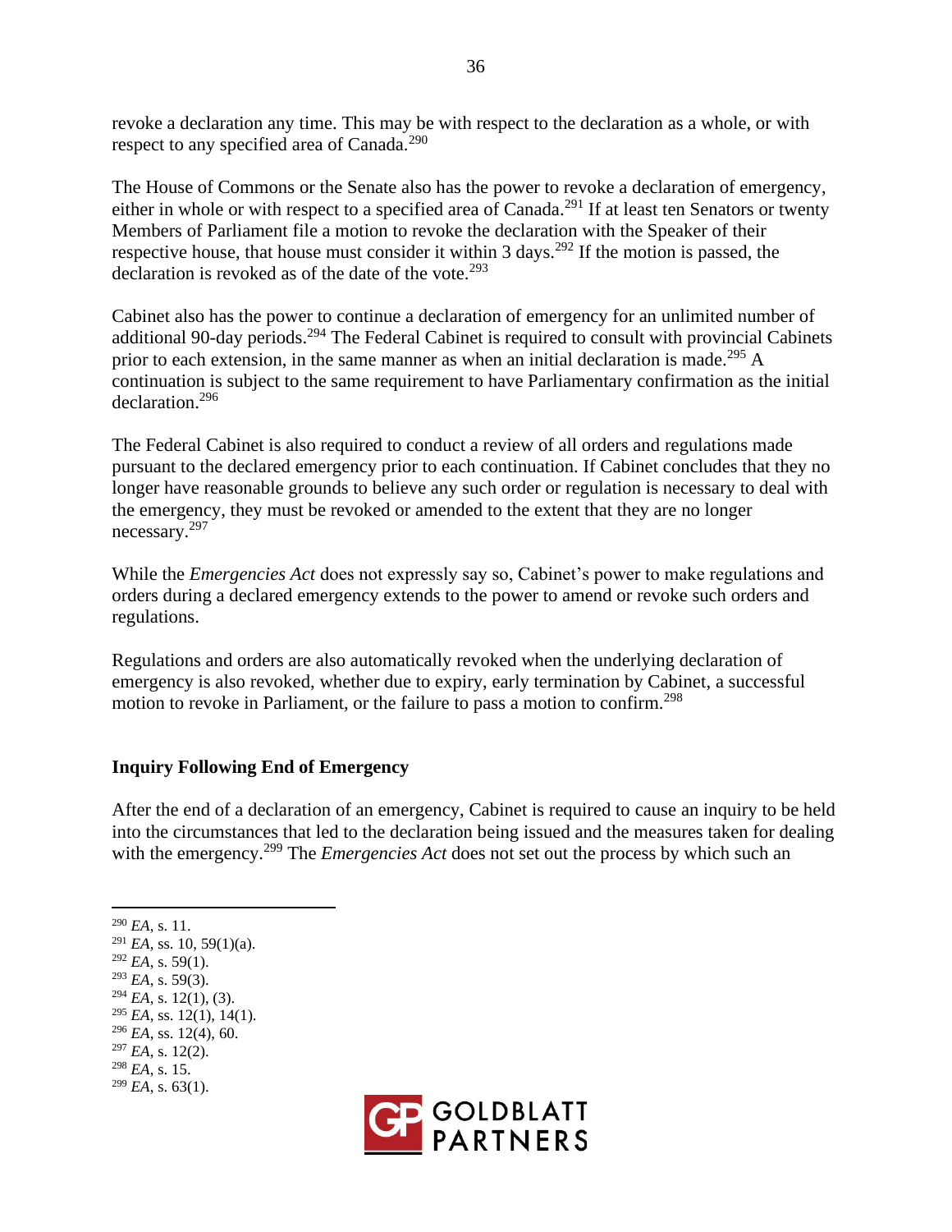revoke a declaration any time. This may be with respect to the declaration as a whole, or with respect to any specified area of Canada.[290]

The House of Commons or the Senate also has the power to revoke a declaration of emergency, either in whole or with respect to a specified area of Canada.[291] If at least ten Senators or twenty Members of Parliament file a motion to revoke the declaration with the Speaker of their respective house, that house must consider it within 3 days.[292] If the motion is passed, the declaration is revoked as of the date of the vote.[293]

Cabinet also has the power to continue a declaration of emergency for an unlimited number of additional 90-day periods.[294] The Federal Cabinet is required to consult with provincial Cabinets prior to each extension, in the same manner as when an initial declaration is made.[295] A continuation is subject to the same requirement to have Parliamentary confirmation as the initial declaration.[296]

The Federal Cabinet is also required to conduct a review of all orders and regulations made pursuant to the declared emergency prior to each continuation. If Cabinet concludes that they no longer have reasonable grounds to believe any such order or regulation is necessary to deal with the emergency, they must be revoked or amended to the extent that they are no longer necessary.[297]

While the *Emergencies Act* does not expressly say so, Cabinet's power to make regulations and orders during a declared emergency extends to the power to amend or revoke such orders and regulations.

Regulations and orders are also automatically revoked when the underlying declaration of emergency is also revoked, whether due to expiry, early termination by Cabinet, a successful motion to revoke in Parliament, or the failure to pass a motion to confirm.[298]

**Inquiry Following End of Emergency**

After the end of a declaration of an emergency, Cabinet is required to cause an inquiry to be held into the circumstances that led to the declaration being issued and the measures taken for dealing with the emergency.[299] The *Emergencies Act* does not set out the process by which such an

---

[290] *EA*, s. 11.
[291] *EA*, ss. 10, 59(1)(a).
[292] *EA*, s. 59(1).
[293] *EA*, s. 59(3).
[294] *EA*, s. 12(1), (3).
[295] *EA*, ss. 12(1), 14(1).
[296] *EA*, ss. 12(4), 60.
[297] *EA*, s. 12(2).
[298] *EA*, s. 15.
[299] *EA*, s. 63(1).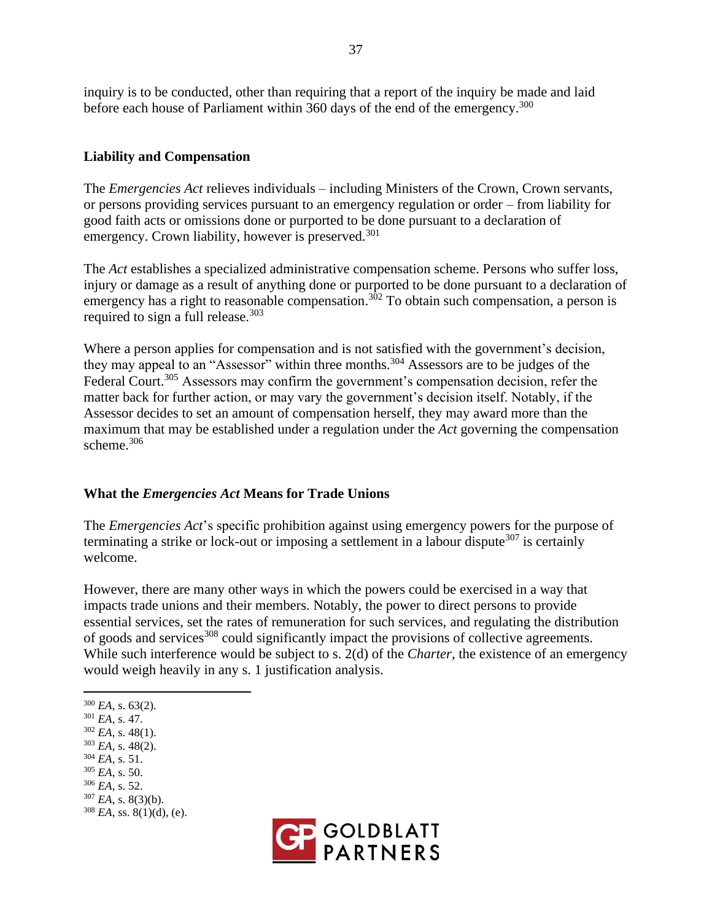inquiry is to be conducted, other than requiring that a report of the inquiry be made and laid before each house of Parliament within 360 days of the end of the emergency.[300]

### Liability and Compensation

The *Emergencies Act* relieves individuals – including Ministers of the Crown, Crown servants, or persons providing services pursuant to an emergency regulation or order – from liability for good faith acts or omissions done or purported to be done pursuant to a declaration of emergency. Crown liability, however is preserved.[301]

The *Act* establishes a specialized administrative compensation scheme. Persons who suffer loss, injury or damage as a result of anything done or purported to be done pursuant to a declaration of emergency has a right to reasonable compensation.[302] To obtain such compensation, a person is required to sign a full release.[303]

Where a person applies for compensation and is not satisfied with the government's decision, they may appeal to an "Assessor" within three months.[304] Assessors are to be judges of the Federal Court.[305] Assessors may confirm the government's compensation decision, refer the matter back for further action, or may vary the government's decision itself. Notably, if the Assessor decides to set an amount of compensation herself, they may award more than the maximum that may be established under a regulation under the *Act* governing the compensation scheme.[306]

### What the *Emergencies Act* Means for Trade Unions

The *Emergencies Act*'s specific prohibition against using emergency powers for the purpose of terminating a strike or lock-out or imposing a settlement in a labour dispute[307] is certainly welcome.

However, there are many other ways in which the powers could be exercised in a way that impacts trade unions and their members. Notably, the power to direct persons to provide essential services, set the rates of remuneration for such services, and regulating the distribution of goods and services[308] could significantly impact the provisions of collective agreements. While such interference would be subject to s. 2(d) of the *Charter*, the existence of an emergency would weigh heavily in any s. 1 justification analysis.

---

[300] *EA*, s. 63(2).
[301] *EA*, s. 47.
[302] *EA*, s. 48(1).
[303] *EA*, s. 48(2).
[304] *EA*, s. 51.
[305] *EA*, s. 50.
[306] *EA*, s. 52.
[307] *EA*, s. 8(3)(b).
[308] *EA*, ss. 8(1)(d), (e).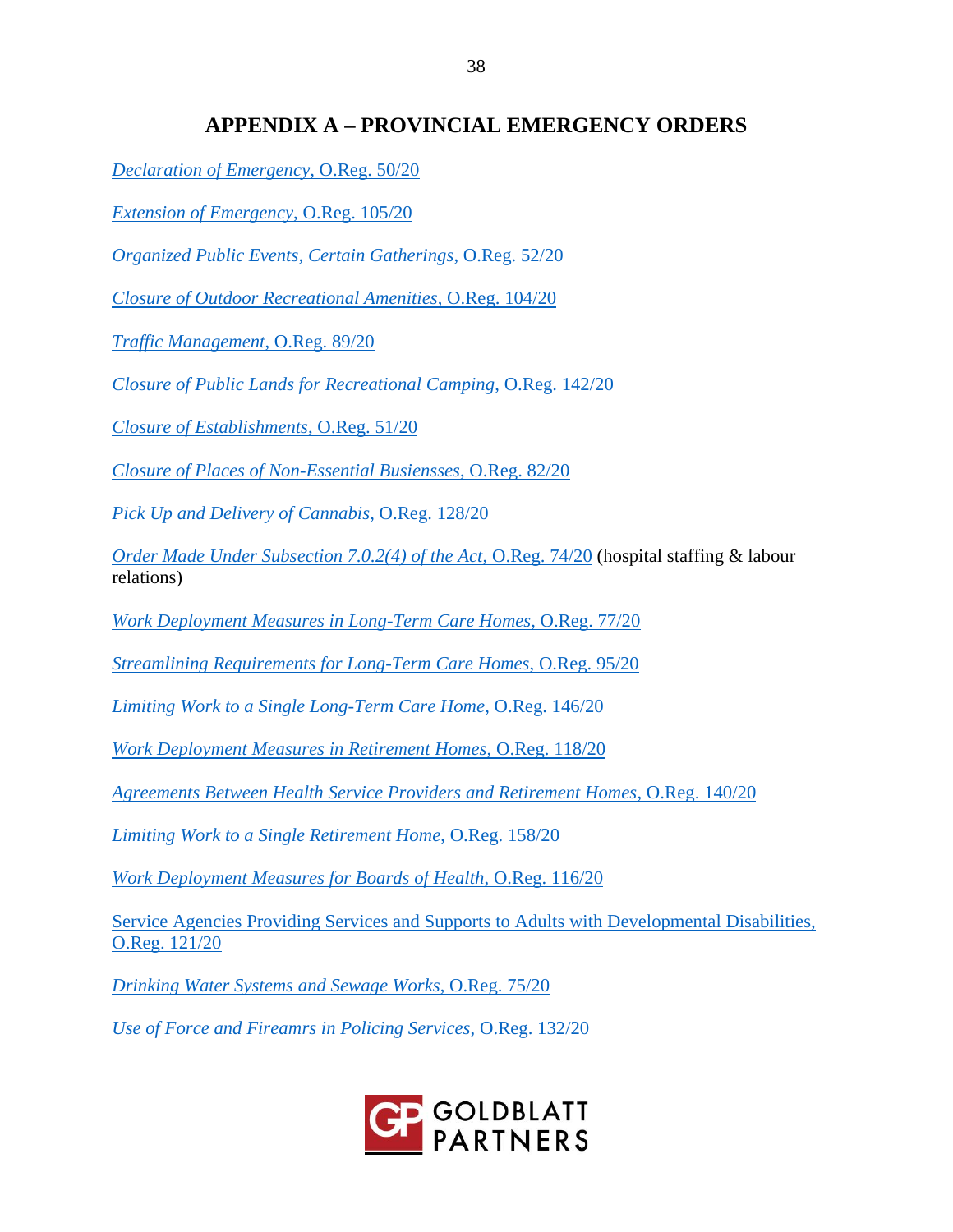# APPENDIX A – PROVINCIAL EMERGENCY ORDERS

*Declaration of Emergency*, O.Reg. 50/20

*Extension of Emergency*, O.Reg. 105/20

*Organized Public Events, Certain Gatherings*, O.Reg. 52/20

*Closure of Outdoor Recreational Amenities*, O.Reg. 104/20

*Traffic Management*, O.Reg. 89/20

*Closure of Public Lands for Recreational Camping*, O.Reg. 142/20

*Closure of Establishments*, O.Reg. 51/20

*Closure of Places of Non-Essential Busiensses*, O.Reg. 82/20

*Pick Up and Delivery of Cannabis*, O.Reg. 128/20

*Order Made Under Subsection 7.0.2(4) of the Act*, O.Reg. 74/20 (hospital staffing & labour relations)

*Work Deployment Measures in Long-Term Care Homes*, O.Reg. 77/20

*Streamlining Requirements for Long-Term Care Homes*, O.Reg. 95/20

*Limiting Work to a Single Long-Term Care Home*, O.Reg. 146/20

*Work Deployment Measures in Retirement Homes*, O.Reg. 118/20

*Agreements Between Health Service Providers and Retirement Homes*, O.Reg. 140/20

*Limiting Work to a Single Retirement Home*, O.Reg. 158/20

*Work Deployment Measures for Boards of Health*, O.Reg. 116/20

Service Agencies Providing Services and Supports to Adults with Developmental Disabilities, O.Reg. 121/20

*Drinking Water Systems and Sewage Works*, O.Reg. 75/20

*Use of Force and Fireamrs in Policing Services*, O.Reg. 132/20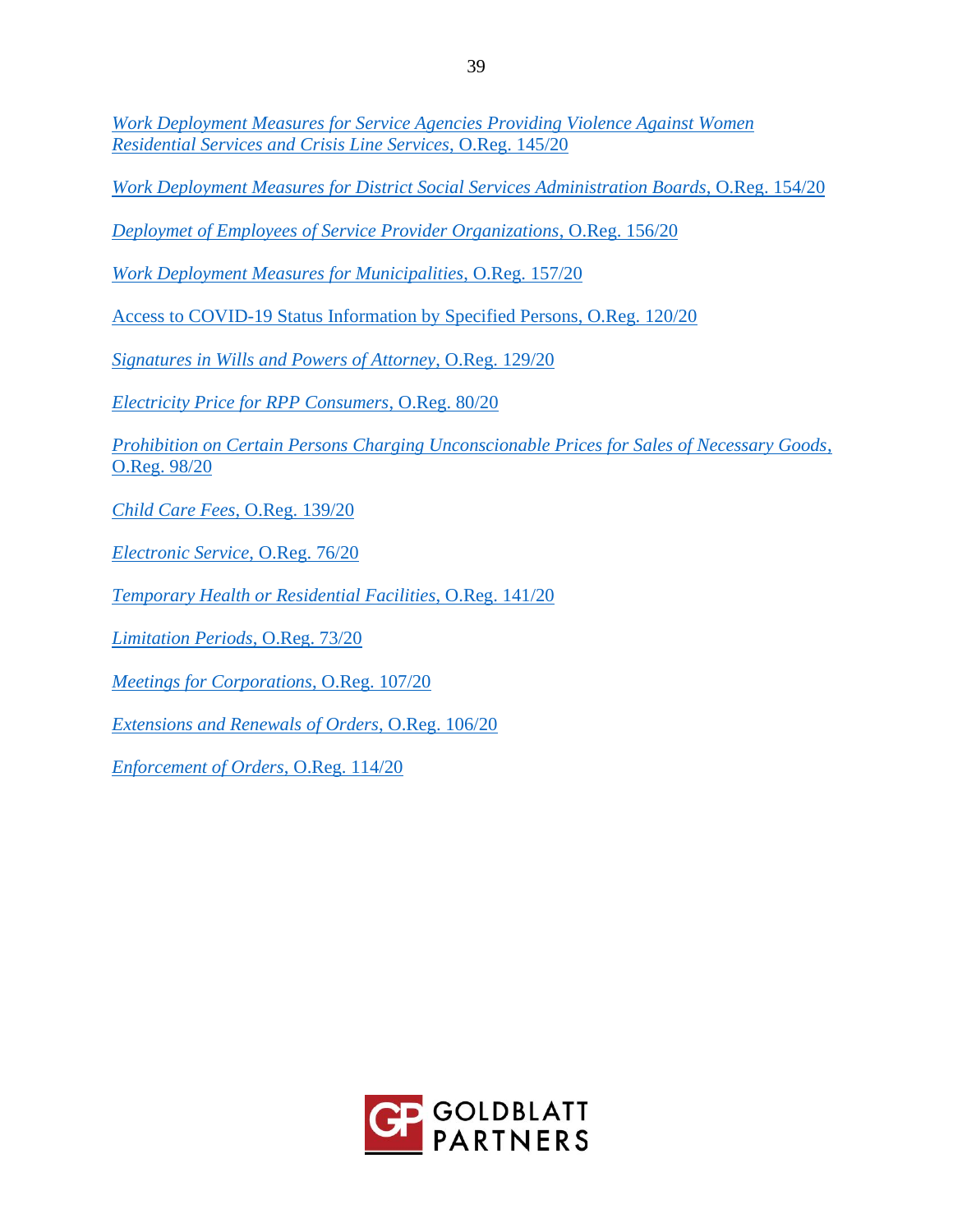*Work Deployment Measures for Service Agencies Providing Violence Against Women Residential Services and Crisis Line Services*, O.Reg. 145/20

*Work Deployment Measures for District Social Services Administration Boards*, O.Reg. 154/20

*Deploymet of Employees of Service Provider Organizations*, O.Reg. 156/20

*Work Deployment Measures for Municipalities*, O.Reg. 157/20

Access to COVID-19 Status Information by Specified Persons, O.Reg. 120/20

*Signatures in Wills and Powers of Attorney*, O.Reg. 129/20

*Electricity Price for RPP Consumers*, O.Reg. 80/20

*Prohibition on Certain Persons Charging Unconscionable Prices for Sales of Necessary Goods*, O.Reg. 98/20

*Child Care Fees*, O.Reg. 139/20

*Electronic Service*, O.Reg. 76/20

*Temporary Health or Residential Facilities*, O.Reg. 141/20

*Limitation Periods*, O.Reg. 73/20

*Meetings for Corporations*, O.Reg. 107/20

*Extensions and Renewals of Orders*, O.Reg. 106/20

*Enforcement of Orders*, O.Reg. 114/20